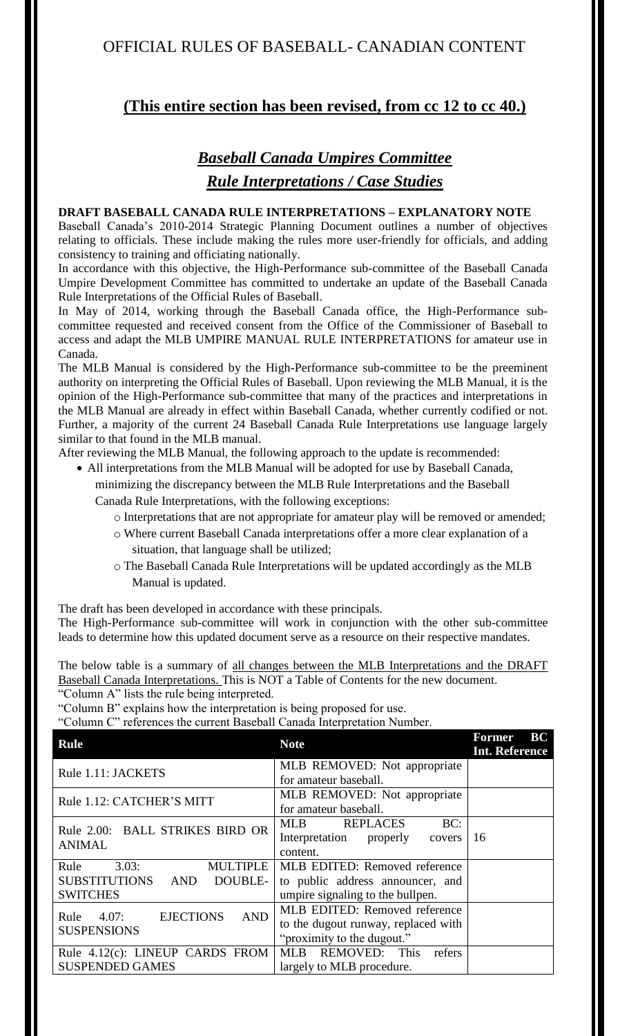# OFFICIAL RULES OF BASEBALL- CANADIAN CONTENT

## (This entire section has been revised, from cc 12 to cc 40.)

## *Baseball Canada Umpires Committee*

## *Rule Interpretations / Case Studies*

**DRAFT BASEBALL CANADA RULE INTERPRETATIONS – EXPLANATORY NOTE**

Baseball Canada's 2010-2014 Strategic Planning Document outlines a number of objectives relating to officials. These include making the rules more user-friendly for officials, and adding consistency to training and officiating nationally.

In accordance with this objective, the High-Performance sub-committee of the Baseball Canada Umpire Development Committee has committed to undertake an update of the Baseball Canada Rule Interpretations of the Official Rules of Baseball.

In May of 2014, working through the Baseball Canada office, the High-Performance sub-committee requested and received consent from the Office of the Commissioner of Baseball to access and adapt the MLB UMPIRE MANUAL RULE INTERPRETATIONS for amateur use in Canada.

The MLB Manual is considered by the High-Performance sub-committee to be the preeminent authority on interpreting the Official Rules of Baseball. Upon reviewing the MLB Manual, it is the opinion of the High-Performance sub-committee that many of the practices and interpretations in the MLB Manual are already in effect within Baseball Canada, whether currently codified or not. Further, a majority of the current 24 Baseball Canada Rule Interpretations use language largely similar to that found in the MLB manual.

After reviewing the MLB Manual, the following approach to the update is recommended:

- All interpretations from the MLB Manual will be adopted for use by Baseball Canada, minimizing the discrepancy between the MLB Rule Interpretations and the Baseball Canada Rule Interpretations, with the following exceptions:
  - Interpretations that are not appropriate for amateur play will be removed or amended;
  - Where current Baseball Canada interpretations offer a more clear explanation of a situation, that language shall be utilized;
  - The Baseball Canada Rule Interpretations will be updated accordingly as the MLB Manual is updated.

The draft has been developed in accordance with these principals.

The High-Performance sub-committee will work in conjunction with the other sub-committee leads to determine how this updated document serve as a resource on their respective mandates.

The below table is a summary of <u>all changes between the MLB Interpretations and the DRAFT Baseball Canada Interpretations.</u> This is NOT a Table of Contents for the new document.

"Column A" lists the rule being interpreted.

"Column B" explains how the interpretation is being proposed for use.

"Column C" references the current Baseball Canada Interpretation Number.

| Rule | Note | Former BC Int. Reference |
|---|---|---|
| Rule 1.11: JACKETS | MLB REMOVED: Not appropriate for amateur baseball. | |
| Rule 1.12: CATCHER'S MITT | MLB REMOVED: Not appropriate for amateur baseball. | |
| Rule 2.00: BALL STRIKES BIRD OR ANIMAL | MLB REPLACES BC: Interpretation properly covers content. | 16 |
| Rule 3.03: MULTIPLE SUBSTITUTIONS AND DOUBLE-SWITCHES | MLB EDITED: Removed reference to public address announcer, and umpire signaling to the bullpen. | |
| Rule 4.07: EJECTIONS AND SUSPENSIONS | MLB EDITED: Removed reference to the dugout runway, replaced with "proximity to the dugout." | |
| Rule 4.12(c): LINEUP CARDS FROM SUSPENDED GAMES | MLB REMOVED: This refers largely to MLB procedure. | |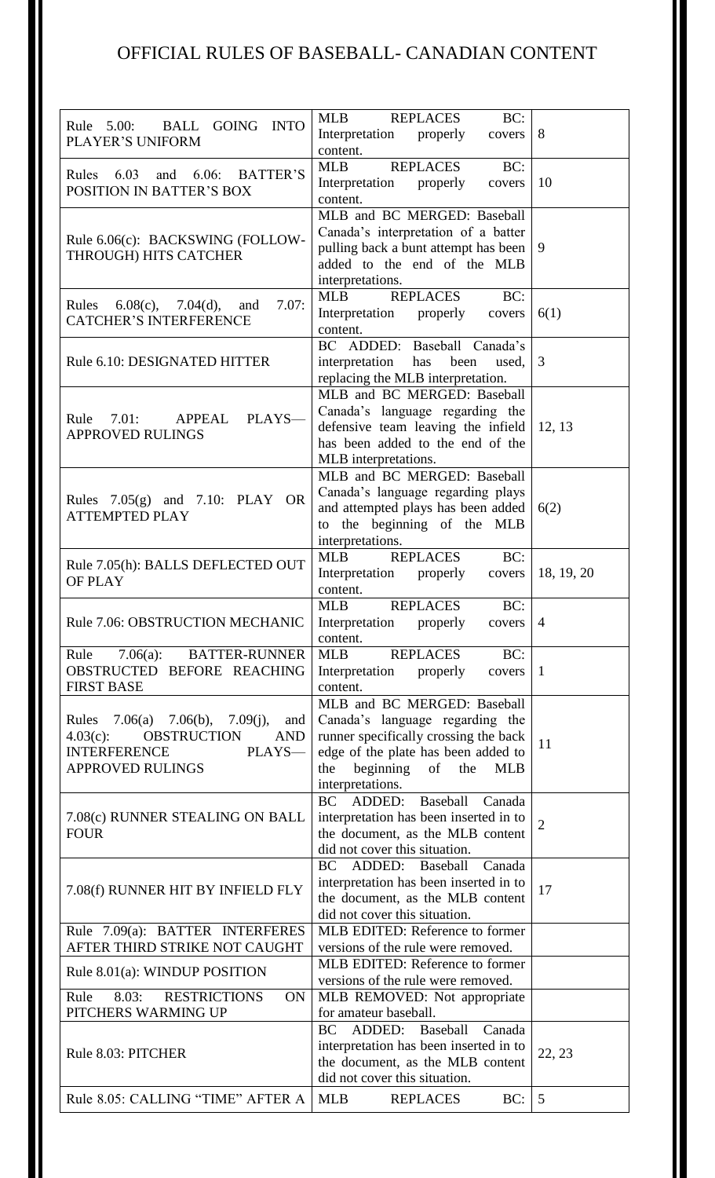# OFFICIAL RULES OF BASEBALL- CANADIAN CONTENT

| | | |
|---|---|---|
| Rule 5.00: BALL GOING INTO PLAYER'S UNIFORM | MLB REPLACES BC: Interpretation properly covers content. | 8 |
| Rules 6.03 and 6.06: BATTER'S POSITION IN BATTER'S BOX | MLB REPLACES BC: Interpretation properly covers content. | 10 |
| Rule 6.06(c): BACKSWING (FOLLOW-THROUGH) HITS CATCHER | MLB and BC MERGED: Baseball Canada's interpretation of a batter pulling back a bunt attempt has been added to the end of the MLB interpretations. | 9 |
| Rules 6.08(c), 7.04(d), and 7.07: CATCHER'S INTERFERENCE | MLB REPLACES BC: Interpretation properly covers content. | 6(1) |
| Rule 6.10: DESIGNATED HITTER | BC ADDED: Baseball Canada's interpretation has been used, replacing the MLB interpretation. | 3 |
| Rule 7.01: APPEAL PLAYS—APPROVED RULINGS | MLB and BC MERGED: Baseball Canada's language regarding the defensive team leaving the infield has been added to the end of the MLB interpretations. | 12, 13 |
| Rules 7.05(g) and 7.10: PLAY OR ATTEMPTED PLAY | MLB and BC MERGED: Baseball Canada's language regarding plays and attempted plays has been added to the beginning of the MLB interpretations. | 6(2) |
| Rule 7.05(h): BALLS DEFLECTED OUT OF PLAY | MLB REPLACES BC: Interpretation properly covers content. | 18, 19, 20 |
| Rule 7.06: OBSTRUCTION MECHANIC | MLB REPLACES BC: Interpretation properly covers content. | 4 |
| Rule 7.06(a): BATTER-RUNNER OBSTRUCTED BEFORE REACHING FIRST BASE | MLB REPLACES BC: Interpretation properly covers content. | 1 |
| Rules 7.06(a) 7.06(b), 7.09(j), and 4.03(c): OBSTRUCTION AND INTERFERENCE PLAYS—APPROVED RULINGS | MLB and BC MERGED: Baseball Canada's language regarding the runner specifically crossing the back edge of the plate has been added to the beginning of the MLB interpretations. | 11 |
| 7.08(c) RUNNER STEALING ON BALL FOUR | BC ADDED: Baseball Canada interpretation has been inserted in to the document, as the MLB content did not cover this situation. | 2 |
| 7.08(f) RUNNER HIT BY INFIELD FLY | BC ADDED: Baseball Canada interpretation has been inserted in to the document, as the MLB content did not cover this situation. | 17 |
| Rule 7.09(a): BATTER INTERFERES AFTER THIRD STRIKE NOT CAUGHT | MLB EDITED: Reference to former versions of the rule were removed. | |
| Rule 8.01(a): WINDUP POSITION | MLB EDITED: Reference to former versions of the rule were removed. | |
| Rule 8.03: RESTRICTIONS ON PITCHERS WARMING UP | MLB REMOVED: Not appropriate for amateur baseball. | |
| Rule 8.03: PITCHER | BC ADDED: Baseball Canada interpretation has been inserted in to the document, as the MLB content did not cover this situation. | 22, 23 |
| Rule 8.05: CALLING "TIME" AFTER A | MLB REPLACES BC: | 5 |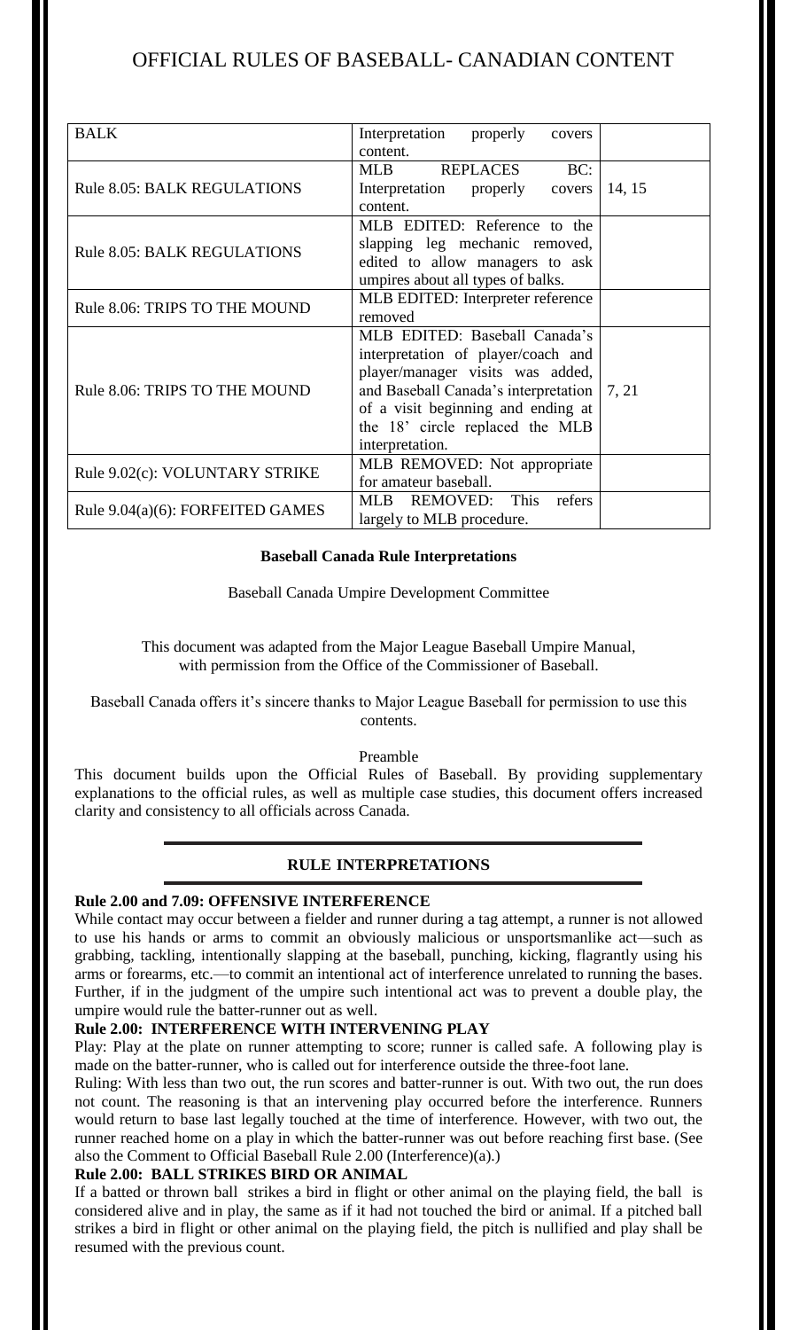| BALK | Interpretation properly covers content. | |
|---|---|---|
| Rule 8.05: BALK REGULATIONS | MLB REPLACES BC: Interpretation properly covers content. | 14, 15 |
| Rule 8.05: BALK REGULATIONS | MLB EDITED: Reference to the slapping leg mechanic removed, edited to allow managers to ask umpires about all types of balks. | |
| Rule 8.06: TRIPS TO THE MOUND | MLB EDITED: Interpreter reference removed | |
| Rule 8.06: TRIPS TO THE MOUND | MLB EDITED: Baseball Canada's interpretation of player/coach and player/manager visits was added, and Baseball Canada's interpretation of a visit beginning and ending at the 18' circle replaced the MLB interpretation. | 7, 21 |
| Rule 9.02(c): VOLUNTARY STRIKE | MLB REMOVED: Not appropriate for amateur baseball. | |
| Rule 9.04(a)(6): FORFEITED GAMES | MLB REMOVED: This refers largely to MLB procedure. | |

**Baseball Canada Rule Interpretations**

Baseball Canada Umpire Development Committee

This document was adapted from the Major League Baseball Umpire Manual, with permission from the Office of the Commissioner of Baseball.

Baseball Canada offers it's sincere thanks to Major League Baseball for permission to use this contents.

Preamble

This document builds upon the Official Rules of Baseball. By providing supplementary explanations to the official rules, as well as multiple case studies, this document offers increased clarity and consistency to all officials across Canada.

## RULE INTERPRETATIONS

### Rule 2.00 and 7.09: OFFENSIVE INTERFERENCE

While contact may occur between a fielder and runner during a tag attempt, a runner is not allowed to use his hands or arms to commit an obviously malicious or unsportsmanlike act—such as grabbing, tackling, intentionally slapping at the baseball, punching, kicking, flagrantly using his arms or forearms, etc.—to commit an intentional act of interference unrelated to running the bases. Further, if in the judgment of the umpire such intentional act was to prevent a double play, the umpire would rule the batter-runner out as well.

### Rule 2.00: INTERFERENCE WITH INTERVENING PLAY

Play: Play at the plate on runner attempting to score; runner is called safe. A following play is made on the batter-runner, who is called out for interference outside the three-foot lane.

Ruling: With less than two out, the run scores and batter-runner is out. With two out, the run does not count. The reasoning is that an intervening play occurred before the interference. Runners would return to base last legally touched at the time of interference. However, with two out, the runner reached home on a play in which the batter-runner was out before reaching first base. (See also the Comment to Official Baseball Rule 2.00 (Interference)(a).)

### Rule 2.00: BALL STRIKES BIRD OR ANIMAL

If a batted or thrown ball strikes a bird in flight or other animal on the playing field, the ball is considered alive and in play, the same as if it had not touched the bird or animal. If a pitched ball strikes a bird in flight or other animal on the playing field, the pitch is nullified and play shall be resumed with the previous count.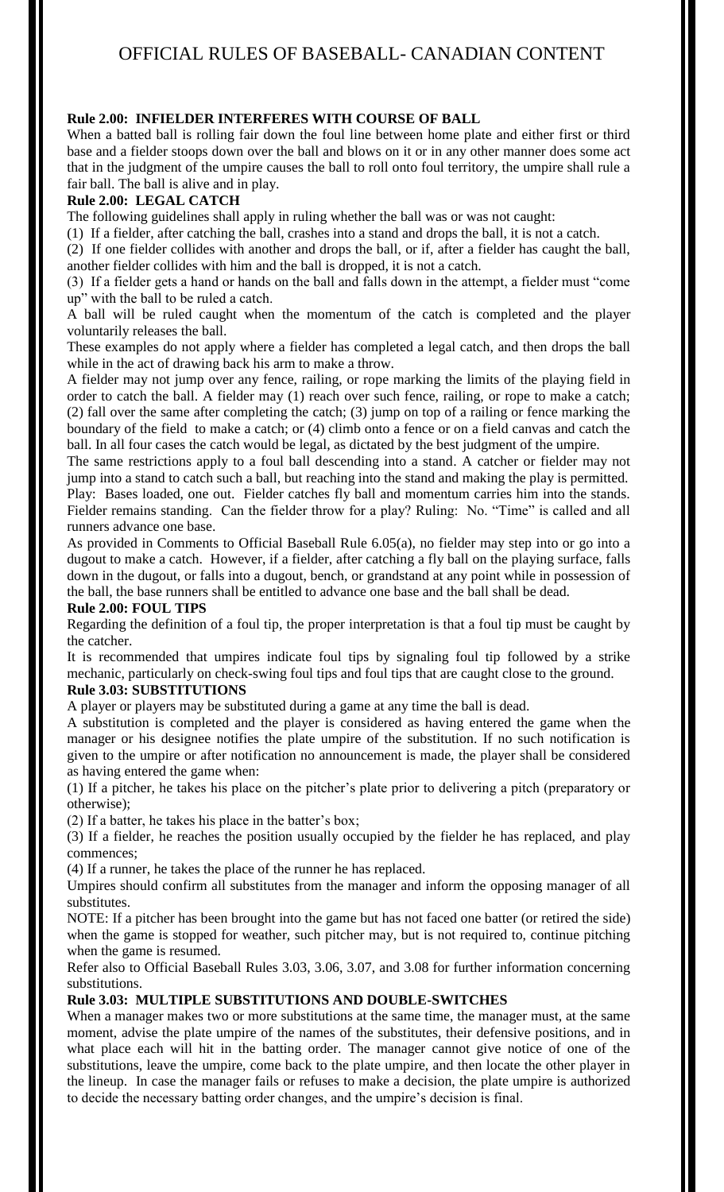# OFFICIAL RULES OF BASEBALL- CANADIAN CONTENT

**Rule 2.00: INFIELDER INTERFERES WITH COURSE OF BALL**

When a batted ball is rolling fair down the foul line between home plate and either first or third base and a fielder stoops down over the ball and blows on it or in any other manner does some act that in the judgment of the umpire causes the ball to roll onto foul territory, the umpire shall rule a fair ball. The ball is alive and in play.

**Rule 2.00: LEGAL CATCH**

The following guidelines shall apply in ruling whether the ball was or was not caught:

(1) If a fielder, after catching the ball, crashes into a stand and drops the ball, it is not a catch.

(2) If one fielder collides with another and drops the ball, or if, after a fielder has caught the ball, another fielder collides with him and the ball is dropped, it is not a catch.

(3) If a fielder gets a hand or hands on the ball and falls down in the attempt, a fielder must "come up" with the ball to be ruled a catch.

A ball will be ruled caught when the momentum of the catch is completed and the player voluntarily releases the ball.

These examples do not apply where a fielder has completed a legal catch, and then drops the ball while in the act of drawing back his arm to make a throw.

A fielder may not jump over any fence, railing, or rope marking the limits of the playing field in order to catch the ball. A fielder may (1) reach over such fence, railing, or rope to make a catch; (2) fall over the same after completing the catch; (3) jump on top of a railing or fence marking the boundary of the field to make a catch; or (4) climb onto a fence or on a field canvas and catch the ball. In all four cases the catch would be legal, as dictated by the best judgment of the umpire.

The same restrictions apply to a foul ball descending into a stand. A catcher or fielder may not jump into a stand to catch such a ball, but reaching into the stand and making the play is permitted.

Play: Bases loaded, one out. Fielder catches fly ball and momentum carries him into the stands. Fielder remains standing. Can the fielder throw for a play? Ruling: No. "Time" is called and all runners advance one base.

As provided in Comments to Official Baseball Rule 6.05(a), no fielder may step into or go into a dugout to make a catch. However, if a fielder, after catching a fly ball on the playing surface, falls down in the dugout, or falls into a dugout, bench, or grandstand at any point while in possession of the ball, the base runners shall be entitled to advance one base and the ball shall be dead.

**Rule 2.00: FOUL TIPS**

Regarding the definition of a foul tip, the proper interpretation is that a foul tip must be caught by the catcher.

It is recommended that umpires indicate foul tips by signaling foul tip followed by a strike mechanic, particularly on check-swing foul tips and foul tips that are caught close to the ground.

**Rule 3.03: SUBSTITUTIONS**

A player or players may be substituted during a game at any time the ball is dead.

A substitution is completed and the player is considered as having entered the game when the manager or his designee notifies the plate umpire of the substitution. If no such notification is given to the umpire or after notification no announcement is made, the player shall be considered as having entered the game when:

(1) If a pitcher, he takes his place on the pitcher's plate prior to delivering a pitch (preparatory or otherwise);

(2) If a batter, he takes his place in the batter's box;

(3) If a fielder, he reaches the position usually occupied by the fielder he has replaced, and play commences;

(4) If a runner, he takes the place of the runner he has replaced.

Umpires should confirm all substitutes from the manager and inform the opposing manager of all substitutes.

NOTE: If a pitcher has been brought into the game but has not faced one batter (or retired the side) when the game is stopped for weather, such pitcher may, but is not required to, continue pitching when the game is resumed.

Refer also to Official Baseball Rules 3.03, 3.06, 3.07, and 3.08 for further information concerning substitutions.

**Rule 3.03: MULTIPLE SUBSTITUTIONS AND DOUBLE-SWITCHES**

When a manager makes two or more substitutions at the same time, the manager must, at the same moment, advise the plate umpire of the names of the substitutes, their defensive positions, and in what place each will hit in the batting order. The manager cannot give notice of one of the substitutions, leave the umpire, come back to the plate umpire, and then locate the other player in the lineup. In case the manager fails or refuses to make a decision, the plate umpire is authorized to decide the necessary batting order changes, and the umpire's decision is final.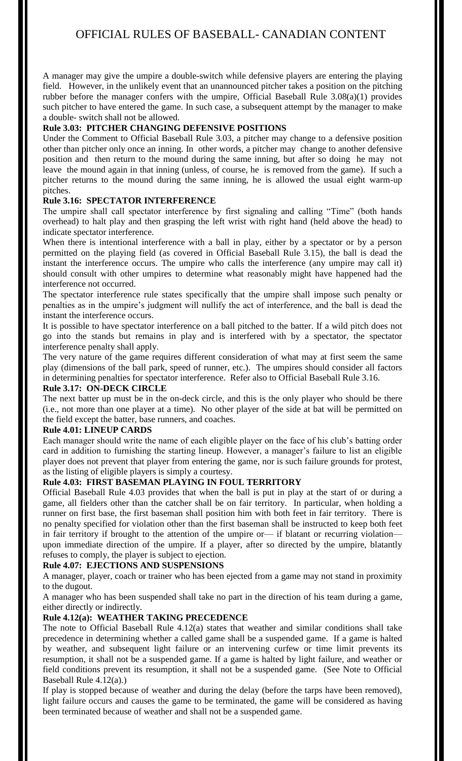A manager may give the umpire a double-switch while defensive players are entering the playing field. However, in the unlikely event that an unannounced pitcher takes a position on the pitching rubber before the manager confers with the umpire, Official Baseball Rule 3.08(a)(1) provides such pitcher to have entered the game. In such case, a subsequent attempt by the manager to make a double- switch shall not be allowed.

**Rule 3.03: PITCHER CHANGING DEFENSIVE POSITIONS**

Under the Comment to Official Baseball Rule 3.03, a pitcher may change to a defensive position other than pitcher only once an inning. In other words, a pitcher may change to another defensive position and then return to the mound during the same inning, but after so doing he may not leave the mound again in that inning (unless, of course, he is removed from the game). If such a pitcher returns to the mound during the same inning, he is allowed the usual eight warm-up pitches.

**Rule 3.16: SPECTATOR INTERFERENCE**

The umpire shall call spectator interference by first signaling and calling "Time" (both hands overhead) to halt play and then grasping the left wrist with right hand (held above the head) to indicate spectator interference.

When there is intentional interference with a ball in play, either by a spectator or by a person permitted on the playing field (as covered in Official Baseball Rule 3.15), the ball is dead the instant the interference occurs. The umpire who calls the interference (any umpire may call it) should consult with other umpires to determine what reasonably might have happened had the interference not occurred.

The spectator interference rule states specifically that the umpire shall impose such penalty or penalties as in the umpire's judgment will nullify the act of interference, and the ball is dead the instant the interference occurs.

It is possible to have spectator interference on a ball pitched to the batter. If a wild pitch does not go into the stands but remains in play and is interfered with by a spectator, the spectator interference penalty shall apply.

The very nature of the game requires different consideration of what may at first seem the same play (dimensions of the ball park, speed of runner, etc.). The umpires should consider all factors in determining penalties for spectator interference. Refer also to Official Baseball Rule 3.16.

**Rule 3.17: ON-DECK CIRCLE**

The next batter up must be in the on-deck circle, and this is the only player who should be there (i.e., not more than one player at a time). No other player of the side at bat will be permitted on the field except the batter, base runners, and coaches.

**Rule 4.01: LINEUP CARDS**

Each manager should write the name of each eligible player on the face of his club's batting order card in addition to furnishing the starting lineup. However, a manager's failure to list an eligible player does not prevent that player from entering the game, nor is such failure grounds for protest, as the listing of eligible players is simply a courtesy.

**Rule 4.03: FIRST BASEMAN PLAYING IN FOUL TERRITORY**

Official Baseball Rule 4.03 provides that when the ball is put in play at the start of or during a game, all fielders other than the catcher shall be on fair territory. In particular, when holding a runner on first base, the first baseman shall position him with both feet in fair territory. There is no penalty specified for violation other than the first baseman shall be instructed to keep both feet in fair territory if brought to the attention of the umpire or— if blatant or recurring violation— upon immediate direction of the umpire. If a player, after so directed by the umpire, blatantly refuses to comply, the player is subject to ejection.

**Rule 4.07: EJECTIONS AND SUSPENSIONS**

A manager, player, coach or trainer who has been ejected from a game may not stand in proximity to the dugout.

A manager who has been suspended shall take no part in the direction of his team during a game, either directly or indirectly.

**Rule 4.12(a): WEATHER TAKING PRECEDENCE**

The note to Official Baseball Rule 4.12(a) states that weather and similar conditions shall take precedence in determining whether a called game shall be a suspended game. If a game is halted by weather, and subsequent light failure or an intervening curfew or time limit prevents its resumption, it shall not be a suspended game. If a game is halted by light failure, and weather or field conditions prevent its resumption, it shall not be a suspended game. (See Note to Official Baseball Rule 4.12(a).)

If play is stopped because of weather and during the delay (before the tarps have been removed), light failure occurs and causes the game to be terminated, the game will be considered as having been terminated because of weather and shall not be a suspended game.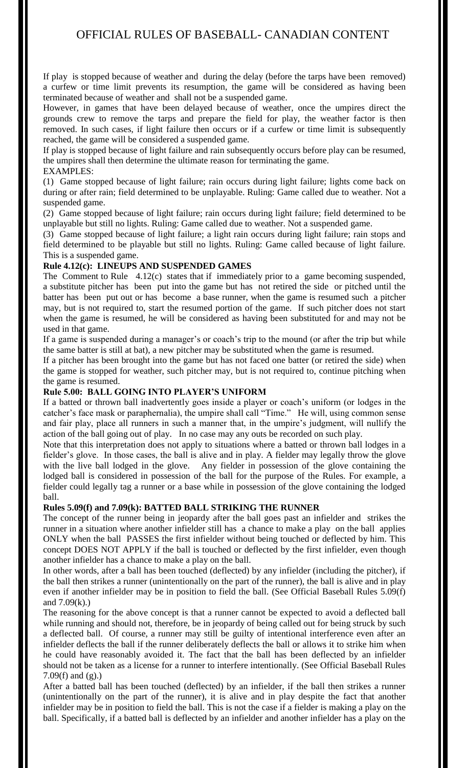If play is stopped because of weather and during the delay (before the tarps have been removed) a curfew or time limit prevents its resumption, the game will be considered as having been terminated because of weather and shall not be a suspended game.

However, in games that have been delayed because of weather, once the umpires direct the grounds crew to remove the tarps and prepare the field for play, the weather factor is then removed. In such cases, if light failure then occurs or if a curfew or time limit is subsequently reached, the game will be considered a suspended game.

If play is stopped because of light failure and rain subsequently occurs before play can be resumed, the umpires shall then determine the ultimate reason for terminating the game.

EXAMPLES:

(1) Game stopped because of light failure; rain occurs during light failure; lights come back on during or after rain; field determined to be unplayable. Ruling: Game called due to weather. Not a suspended game.

(2) Game stopped because of light failure; rain occurs during light failure; field determined to be unplayable but still no lights. Ruling: Game called due to weather. Not a suspended game.

(3) Game stopped because of light failure; a light rain occurs during light failure; rain stops and field determined to be playable but still no lights. Ruling: Game called because of light failure. This is a suspended game.

**Rule 4.12(c): LINEUPS AND SUSPENDED GAMES**

The Comment to Rule 4.12(c) states that if immediately prior to a game becoming suspended, a substitute pitcher has been put into the game but has not retired the side or pitched until the batter has been put out or has become a base runner, when the game is resumed such a pitcher may, but is not required to, start the resumed portion of the game. If such pitcher does not start when the game is resumed, he will be considered as having been substituted for and may not be used in that game.

If a game is suspended during a manager's or coach's trip to the mound (or after the trip but while the same batter is still at bat), a new pitcher may be substituted when the game is resumed.

If a pitcher has been brought into the game but has not faced one batter (or retired the side) when the game is stopped for weather, such pitcher may, but is not required to, continue pitching when the game is resumed.

**Rule 5.00: BALL GOING INTO PLAYER'S UNIFORM**

If a batted or thrown ball inadvertently goes inside a player or coach's uniform (or lodges in the catcher's face mask or paraphernalia), the umpire shall call "Time." He will, using common sense and fair play, place all runners in such a manner that, in the umpire's judgment, will nullify the action of the ball going out of play. In no case may any outs be recorded on such play.

Note that this interpretation does not apply to situations where a batted or thrown ball lodges in a fielder's glove. In those cases, the ball is alive and in play. A fielder may legally throw the glove with the live ball lodged in the glove. Any fielder in possession of the glove containing the lodged ball is considered in possession of the ball for the purpose of the Rules. For example, a fielder could legally tag a runner or a base while in possession of the glove containing the lodged ball.

**Rules 5.09(f) and 7.09(k): BATTED BALL STRIKING THE RUNNER**

The concept of the runner being in jeopardy after the ball goes past an infielder and strikes the runner in a situation where another infielder still has a chance to make a play on the ball applies ONLY when the ball PASSES the first infielder without being touched or deflected by him. This concept DOES NOT APPLY if the ball is touched or deflected by the first infielder, even though another infielder has a chance to make a play on the ball.

In other words, after a ball has been touched (deflected) by any infielder (including the pitcher), if the ball then strikes a runner (unintentionally on the part of the runner), the ball is alive and in play even if another infielder may be in position to field the ball. (See Official Baseball Rules 5.09(f) and 7.09(k).)

The reasoning for the above concept is that a runner cannot be expected to avoid a deflected ball while running and should not, therefore, be in jeopardy of being called out for being struck by such a deflected ball. Of course, a runner may still be guilty of intentional interference even after an infielder deflects the ball if the runner deliberately deflects the ball or allows it to strike him when he could have reasonably avoided it. The fact that the ball has been deflected by an infielder should not be taken as a license for a runner to interfere intentionally. (See Official Baseball Rules 7.09(f) and (g).)

After a batted ball has been touched (deflected) by an infielder, if the ball then strikes a runner (unintentionally on the part of the runner), it is alive and in play despite the fact that another infielder may be in position to field the ball. This is not the case if a fielder is making a play on the ball. Specifically, if a batted ball is deflected by an infielder and another infielder has a play on the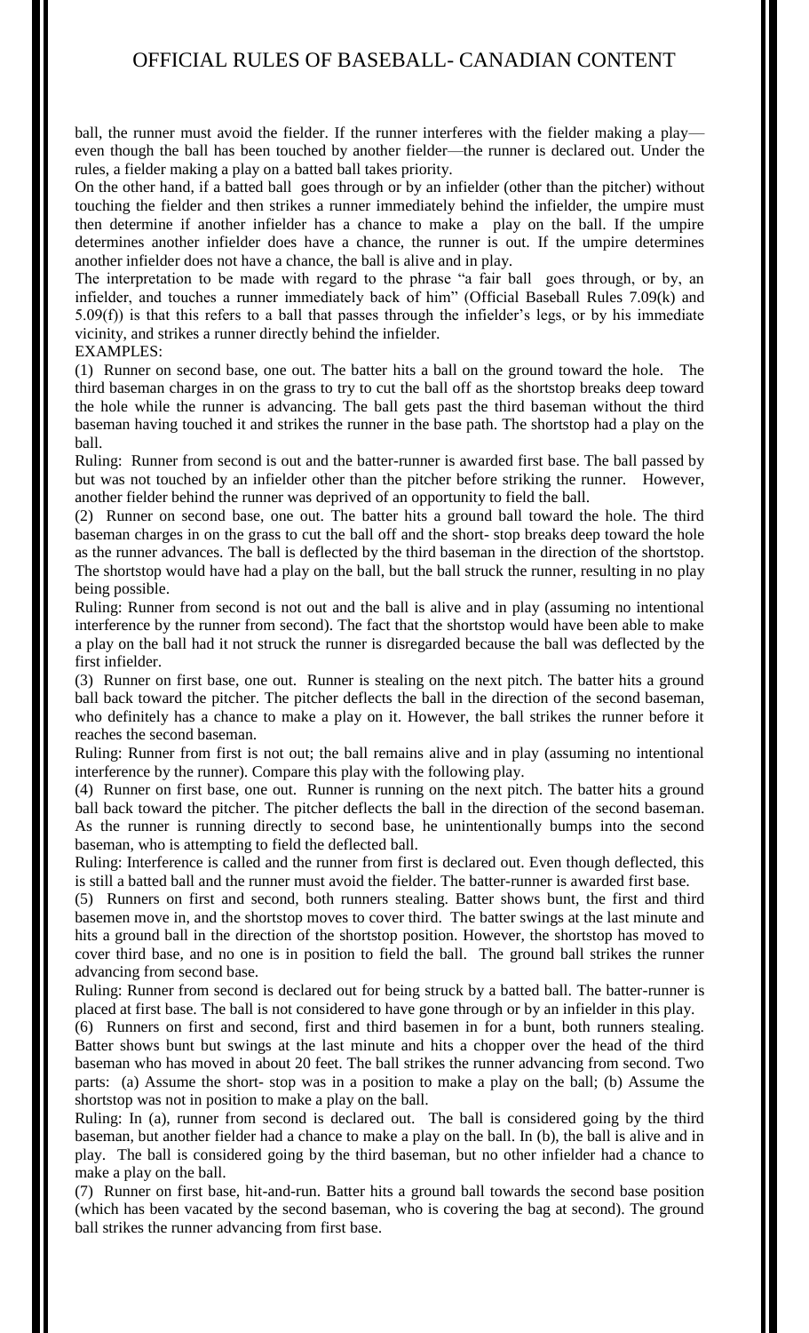ball, the runner must avoid the fielder. If the runner interferes with the fielder making a play—even though the ball has been touched by another fielder—the runner is declared out. Under the rules, a fielder making a play on a batted ball takes priority.

On the other hand, if a batted ball goes through or by an infielder (other than the pitcher) without touching the fielder and then strikes a runner immediately behind the infielder, the umpire must then determine if another infielder has a chance to make a play on the ball. If the umpire determines another infielder does have a chance, the runner is out. If the umpire determines another infielder does not have a chance, the ball is alive and in play.

The interpretation to be made with regard to the phrase "a fair ball goes through, or by, an infielder, and touches a runner immediately back of him" (Official Baseball Rules 7.09(k) and 5.09(f)) is that this refers to a ball that passes through the infielder's legs, or by his immediate vicinity, and strikes a runner directly behind the infielder.

EXAMPLES:

(1) Runner on second base, one out. The batter hits a ball on the ground toward the hole. The third baseman charges in on the grass to try to cut the ball off as the shortstop breaks deep toward the hole while the runner is advancing. The ball gets past the third baseman without the third baseman having touched it and strikes the runner in the base path. The shortstop had a play on the ball.

Ruling: Runner from second is out and the batter-runner is awarded first base. The ball passed by but was not touched by an infielder other than the pitcher before striking the runner. However, another fielder behind the runner was deprived of an opportunity to field the ball.

(2) Runner on second base, one out. The batter hits a ground ball toward the hole. The third baseman charges in on the grass to cut the ball off and the short- stop breaks deep toward the hole as the runner advances. The ball is deflected by the third baseman in the direction of the shortstop. The shortstop would have had a play on the ball, but the ball struck the runner, resulting in no play being possible.

Ruling: Runner from second is not out and the ball is alive and in play (assuming no intentional interference by the runner from second). The fact that the shortstop would have been able to make a play on the ball had it not struck the runner is disregarded because the ball was deflected by the first infielder.

(3) Runner on first base, one out. Runner is stealing on the next pitch. The batter hits a ground ball back toward the pitcher. The pitcher deflects the ball in the direction of the second baseman, who definitely has a chance to make a play on it. However, the ball strikes the runner before it reaches the second baseman.

Ruling: Runner from first is not out; the ball remains alive and in play (assuming no intentional interference by the runner). Compare this play with the following play.

(4) Runner on first base, one out. Runner is running on the next pitch. The batter hits a ground ball back toward the pitcher. The pitcher deflects the ball in the direction of the second baseman. As the runner is running directly to second base, he unintentionally bumps into the second baseman, who is attempting to field the deflected ball.

Ruling: Interference is called and the runner from first is declared out. Even though deflected, this is still a batted ball and the runner must avoid the fielder. The batter-runner is awarded first base.

(5) Runners on first and second, both runners stealing. Batter shows bunt, the first and third basemen move in, and the shortstop moves to cover third. The batter swings at the last minute and hits a ground ball in the direction of the shortstop position. However, the shortstop has moved to cover third base, and no one is in position to field the ball. The ground ball strikes the runner advancing from second base.

Ruling: Runner from second is declared out for being struck by a batted ball. The batter-runner is placed at first base. The ball is not considered to have gone through or by an infielder in this play.

(6) Runners on first and second, first and third basemen in for a bunt, both runners stealing. Batter shows bunt but swings at the last minute and hits a chopper over the head of the third baseman who has moved in about 20 feet. The ball strikes the runner advancing from second. Two parts: (a) Assume the short- stop was in a position to make a play on the ball; (b) Assume the shortstop was not in position to make a play on the ball.

Ruling: In (a), runner from second is declared out. The ball is considered going by the third baseman, but another fielder had a chance to make a play on the ball. In (b), the ball is alive and in play. The ball is considered going by the third baseman, but no other infielder had a chance to make a play on the ball.

(7) Runner on first base, hit-and-run. Batter hits a ground ball towards the second base position (which has been vacated by the second baseman, who is covering the bag at second). The ground ball strikes the runner advancing from first base.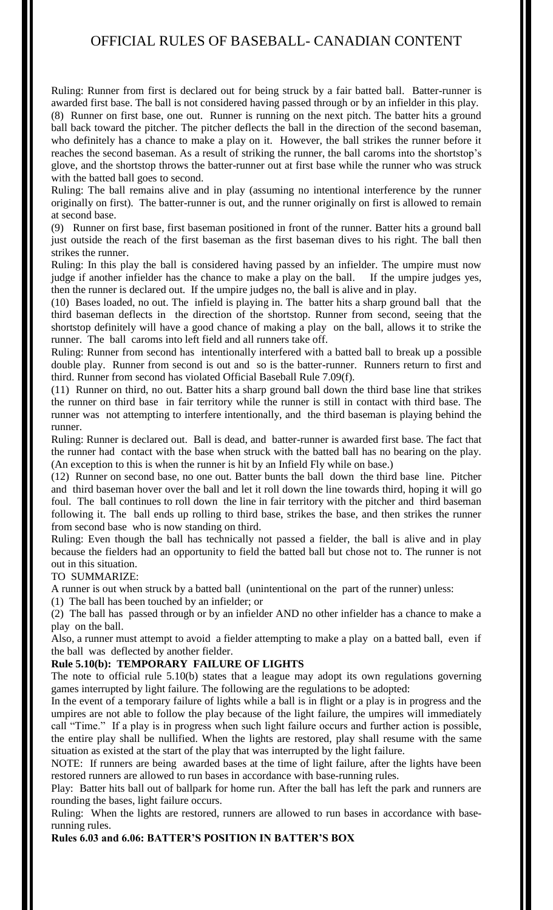Ruling: Runner from first is declared out for being struck by a fair batted ball. Batter-runner is awarded first base. The ball is not considered having passed through or by an infielder in this play.

(8) Runner on first base, one out. Runner is running on the next pitch. The batter hits a ground ball back toward the pitcher. The pitcher deflects the ball in the direction of the second baseman, who definitely has a chance to make a play on it. However, the ball strikes the runner before it reaches the second baseman. As a result of striking the runner, the ball caroms into the shortstop's glove, and the shortstop throws the batter-runner out at first base while the runner who was struck with the batted ball goes to second.

Ruling: The ball remains alive and in play (assuming no intentional interference by the runner originally on first). The batter-runner is out, and the runner originally on first is allowed to remain at second base.

(9) Runner on first base, first baseman positioned in front of the runner. Batter hits a ground ball just outside the reach of the first baseman as the first baseman dives to his right. The ball then strikes the runner.

Ruling: In this play the ball is considered having passed by an infielder. The umpire must now judge if another infielder has the chance to make a play on the ball. If the umpire judges yes, then the runner is declared out. If the umpire judges no, the ball is alive and in play.

(10) Bases loaded, no out. The infield is playing in. The batter hits a sharp ground ball that the third baseman deflects in the direction of the shortstop. Runner from second, seeing that the shortstop definitely will have a good chance of making a play on the ball, allows it to strike the runner. The ball caroms into left field and all runners take off.

Ruling: Runner from second has intentionally interfered with a batted ball to break up a possible double play. Runner from second is out and so is the batter-runner. Runners return to first and third. Runner from second has violated Official Baseball Rule 7.09(f).

(11) Runner on third, no out. Batter hits a sharp ground ball down the third base line that strikes the runner on third base in fair territory while the runner is still in contact with third base. The runner was not attempting to interfere intentionally, and the third baseman is playing behind the runner.

Ruling: Runner is declared out. Ball is dead, and batter-runner is awarded first base. The fact that the runner had contact with the base when struck with the batted ball has no bearing on the play. (An exception to this is when the runner is hit by an Infield Fly while on base.)

(12) Runner on second base, no one out. Batter bunts the ball down the third base line. Pitcher and third baseman hover over the ball and let it roll down the line towards third, hoping it will go foul. The ball continues to roll down the line in fair territory with the pitcher and third baseman following it. The ball ends up rolling to third base, strikes the base, and then strikes the runner from second base who is now standing on third.

Ruling: Even though the ball has technically not passed a fielder, the ball is alive and in play because the fielders had an opportunity to field the batted ball but chose not to. The runner is not out in this situation.

TO SUMMARIZE:

A runner is out when struck by a batted ball (unintentional on the part of the runner) unless:

(1) The ball has been touched by an infielder; or

(2) The ball has passed through or by an infielder AND no other infielder has a chance to make a play on the ball.

Also, a runner must attempt to avoid a fielder attempting to make a play on a batted ball, even if the ball was deflected by another fielder.

**Rule 5.10(b): TEMPORARY FAILURE OF LIGHTS**

The note to official rule 5.10(b) states that a league may adopt its own regulations governing games interrupted by light failure. The following are the regulations to be adopted:

In the event of a temporary failure of lights while a ball is in flight or a play is in progress and the umpires are not able to follow the play because of the light failure, the umpires will immediately call "Time." If a play is in progress when such light failure occurs and further action is possible, the entire play shall be nullified. When the lights are restored, play shall resume with the same situation as existed at the start of the play that was interrupted by the light failure.

NOTE: If runners are being awarded bases at the time of light failure, after the lights have been restored runners are allowed to run bases in accordance with base-running rules.

Play: Batter hits ball out of ballpark for home run. After the ball has left the park and runners are rounding the bases, light failure occurs.

Ruling: When the lights are restored, runners are allowed to run bases in accordance with base-running rules.

**Rules 6.03 and 6.06: BATTER'S POSITION IN BATTER'S BOX**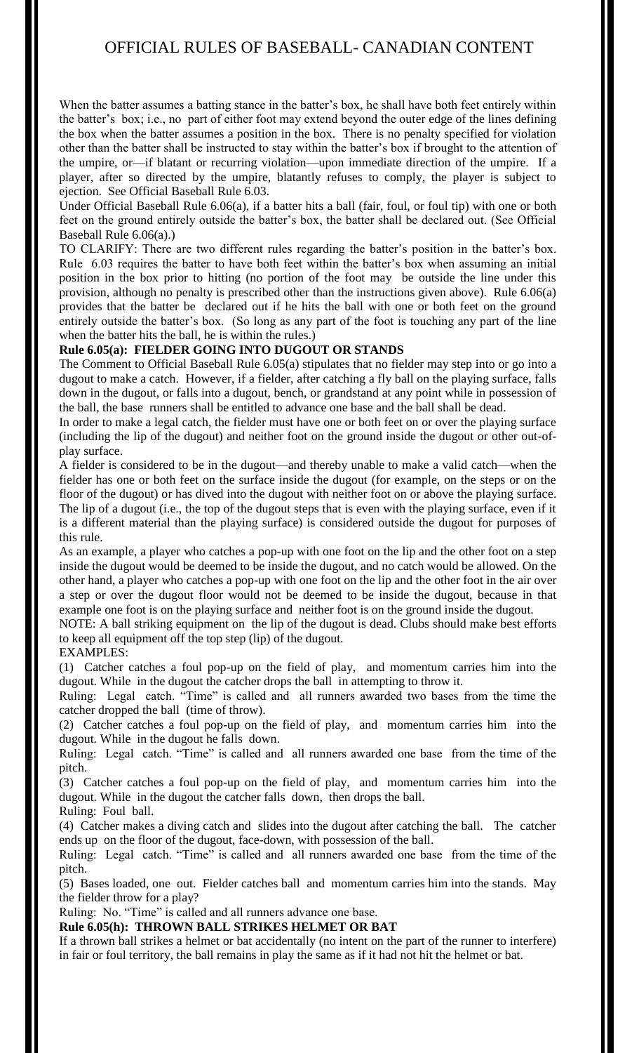When the batter assumes a batting stance in the batter's box, he shall have both feet entirely within the batter's box; i.e., no part of either foot may extend beyond the outer edge of the lines defining the box when the batter assumes a position in the box. There is no penalty specified for violation other than the batter shall be instructed to stay within the batter's box if brought to the attention of the umpire, or—if blatant or recurring violation—upon immediate direction of the umpire. If a player, after so directed by the umpire, blatantly refuses to comply, the player is subject to ejection. See Official Baseball Rule 6.03.

Under Official Baseball Rule 6.06(a), if a batter hits a ball (fair, foul, or foul tip) with one or both feet on the ground entirely outside the batter's box, the batter shall be declared out. (See Official Baseball Rule 6.06(a).)

TO CLARIFY: There are two different rules regarding the batter's position in the batter's box. Rule 6.03 requires the batter to have both feet within the batter's box when assuming an initial position in the box prior to hitting (no portion of the foot may be outside the line under this provision, although no penalty is prescribed other than the instructions given above). Rule 6.06(a) provides that the batter be declared out if he hits the ball with one or both feet on the ground entirely outside the batter's box. (So long as any part of the foot is touching any part of the line when the batter hits the ball, he is within the rules.)

**Rule 6.05(a): FIELDER GOING INTO DUGOUT OR STANDS**

The Comment to Official Baseball Rule 6.05(a) stipulates that no fielder may step into or go into a dugout to make a catch. However, if a fielder, after catching a fly ball on the playing surface, falls down in the dugout, or falls into a dugout, bench, or grandstand at any point while in possession of the ball, the base runners shall be entitled to advance one base and the ball shall be dead.

In order to make a legal catch, the fielder must have one or both feet on or over the playing surface (including the lip of the dugout) and neither foot on the ground inside the dugout or other out-of-play surface.

A fielder is considered to be in the dugout—and thereby unable to make a valid catch—when the fielder has one or both feet on the surface inside the dugout (for example, on the steps or on the floor of the dugout) or has dived into the dugout with neither foot on or above the playing surface. The lip of a dugout (i.e., the top of the dugout steps that is even with the playing surface, even if it is a different material than the playing surface) is considered outside the dugout for purposes of this rule.

As an example, a player who catches a pop-up with one foot on the lip and the other foot on a step inside the dugout would be deemed to be inside the dugout, and no catch would be allowed. On the other hand, a player who catches a pop-up with one foot on the lip and the other foot in the air over a step or over the dugout floor would not be deemed to be inside the dugout, because in that example one foot is on the playing surface and neither foot is on the ground inside the dugout.

NOTE: A ball striking equipment on the lip of the dugout is dead. Clubs should make best efforts to keep all equipment off the top step (lip) of the dugout.

EXAMPLES:

(1) Catcher catches a foul pop-up on the field of play, and momentum carries him into the dugout. While in the dugout the catcher drops the ball in attempting to throw it.

Ruling: Legal catch. "Time" is called and all runners awarded two bases from the time the catcher dropped the ball (time of throw).

(2) Catcher catches a foul pop-up on the field of play, and momentum carries him into the dugout. While in the dugout he falls down.

Ruling: Legal catch. "Time" is called and all runners awarded one base from the time of the pitch.

(3) Catcher catches a foul pop-up on the field of play, and momentum carries him into the dugout. While in the dugout the catcher falls down, then drops the ball.

Ruling: Foul ball.

(4) Catcher makes a diving catch and slides into the dugout after catching the ball. The catcher ends up on the floor of the dugout, face-down, with possession of the ball.

Ruling: Legal catch. "Time" is called and all runners awarded one base from the time of the pitch.

(5) Bases loaded, one out. Fielder catches ball and momentum carries him into the stands. May the fielder throw for a play?

Ruling: No. "Time" is called and all runners advance one base.

**Rule 6.05(h): THROWN BALL STRIKES HELMET OR BAT**

If a thrown ball strikes a helmet or bat accidentally (no intent on the part of the runner to interfere) in fair or foul territory, the ball remains in play the same as if it had not hit the helmet or bat.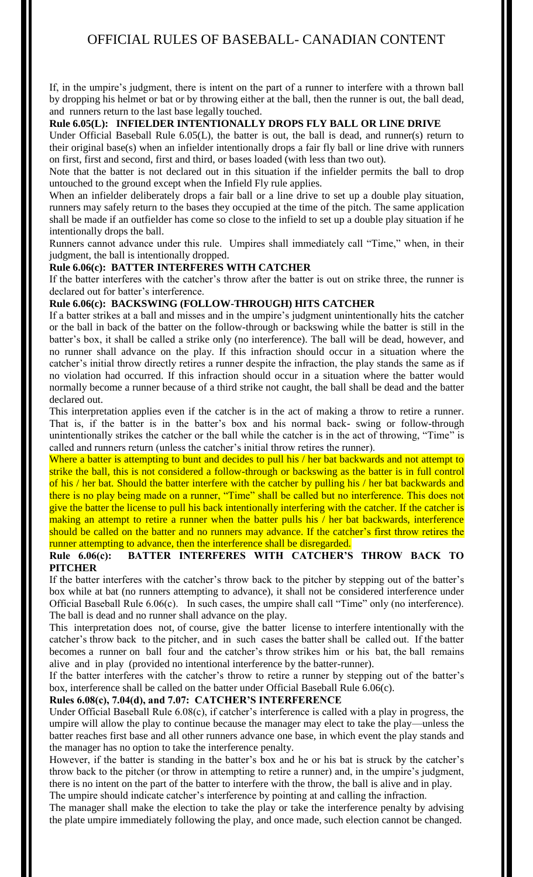If, in the umpire's judgment, there is intent on the part of a runner to interfere with a thrown ball by dropping his helmet or bat or by throwing either at the ball, then the runner is out, the ball dead, and runners return to the last base legally touched.

### Rule 6.05(L): INFIELDER INTENTIONALLY DROPS FLY BALL OR LINE DRIVE

Under Official Baseball Rule 6.05(L), the batter is out, the ball is dead, and runner(s) return to their original base(s) when an infielder intentionally drops a fair fly ball or line drive with runners on first, first and second, first and third, or bases loaded (with less than two out).

Note that the batter is not declared out in this situation if the infielder permits the ball to drop untouched to the ground except when the Infield Fly rule applies.

When an infielder deliberately drops a fair ball or a line drive to set up a double play situation, runners may safely return to the bases they occupied at the time of the pitch. The same application shall be made if an outfielder has come so close to the infield to set up a double play situation if he intentionally drops the ball.

Runners cannot advance under this rule. Umpires shall immediately call "Time," when, in their judgment, the ball is intentionally dropped.

### Rule 6.06(c): BATTER INTERFERES WITH CATCHER

If the batter interferes with the catcher's throw after the batter is out on strike three, the runner is declared out for batter's interference.

### Rule 6.06(c): BACKSWING (FOLLOW-THROUGH) HITS CATCHER

If a batter strikes at a ball and misses and in the umpire's judgment unintentionally hits the catcher or the ball in back of the batter on the follow-through or backswing while the batter is still in the batter's box, it shall be called a strike only (no interference). The ball will be dead, however, and no runner shall advance on the play. If this infraction should occur in a situation where the catcher's initial throw directly retires a runner despite the infraction, the play stands the same as if no violation had occurred. If this infraction should occur in a situation where the batter would normally become a runner because of a third strike not caught, the ball shall be dead and the batter declared out.

This interpretation applies even if the catcher is in the act of making a throw to retire a runner. That is, if the batter is in the batter's box and his normal back- swing or follow-through unintentionally strikes the catcher or the ball while the catcher is in the act of throwing, "Time" is called and runners return (unless the catcher's initial throw retires the runner).

Where a batter is attempting to bunt and decides to pull his / her bat backwards and not attempt to strike the ball, this is not considered a follow-through or backswing as the batter is in full control of his / her bat. Should the batter interfere with the catcher by pulling his / her bat backwards and there is no play being made on a runner, "Time" shall be called but no interference. This does not give the batter the license to pull his back intentionally interfering with the catcher. If the catcher is making an attempt to retire a runner when the batter pulls his / her bat backwards, interference should be called on the batter and no runners may advance. If the catcher's first throw retires the runner attempting to advance, then the interference shall be disregarded.

### Rule 6.06(c): BATTER INTERFERES WITH CATCHER'S THROW BACK TO PITCHER

If the batter interferes with the catcher's throw back to the pitcher by stepping out of the batter's box while at bat (no runners attempting to advance), it shall not be considered interference under Official Baseball Rule 6.06(c). In such cases, the umpire shall call "Time" only (no interference). The ball is dead and no runner shall advance on the play.

This interpretation does not, of course, give the batter license to interfere intentionally with the catcher's throw back to the pitcher, and in such cases the batter shall be called out. If the batter becomes a runner on ball four and the catcher's throw strikes him or his bat, the ball remains alive and in play (provided no intentional interference by the batter-runner).

If the batter interferes with the catcher's throw to retire a runner by stepping out of the batter's box, interference shall be called on the batter under Official Baseball Rule 6.06(c).

### Rules 6.08(c), 7.04(d), and 7.07: CATCHER'S INTERFERENCE

Under Official Baseball Rule 6.08(c), if catcher's interference is called with a play in progress, the umpire will allow the play to continue because the manager may elect to take the play—unless the batter reaches first base and all other runners advance one base, in which event the play stands and the manager has no option to take the interference penalty.

However, if the batter is standing in the batter's box and he or his bat is struck by the catcher's throw back to the pitcher (or throw in attempting to retire a runner) and, in the umpire's judgment, there is no intent on the part of the batter to interfere with the throw, the ball is alive and in play.

The umpire should indicate catcher's interference by pointing at and calling the infraction.

The manager shall make the election to take the play or take the interference penalty by advising the plate umpire immediately following the play, and once made, such election cannot be changed.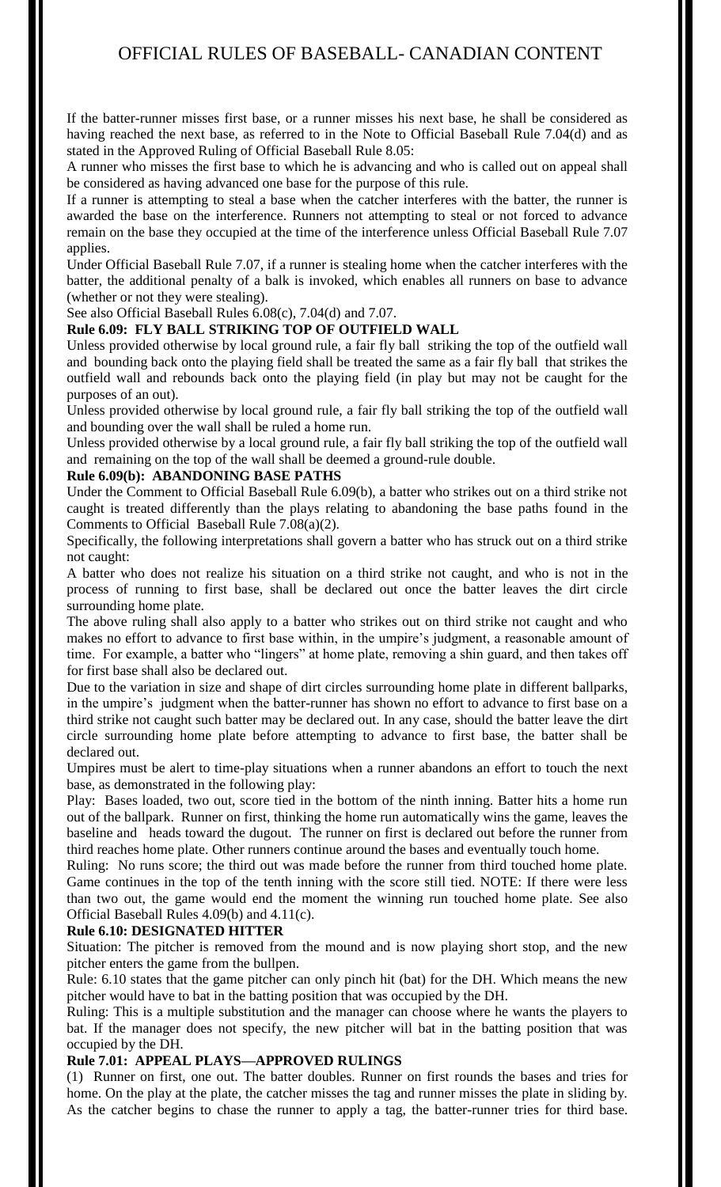If the batter-runner misses first base, or a runner misses his next base, he shall be considered as having reached the next base, as referred to in the Note to Official Baseball Rule 7.04(d) and as stated in the Approved Ruling of Official Baseball Rule 8.05:

A runner who misses the first base to which he is advancing and who is called out on appeal shall be considered as having advanced one base for the purpose of this rule.

If a runner is attempting to steal a base when the catcher interferes with the batter, the runner is awarded the base on the interference. Runners not attempting to steal or not forced to advance remain on the base they occupied at the time of the interference unless Official Baseball Rule 7.07 applies.

Under Official Baseball Rule 7.07, if a runner is stealing home when the catcher interferes with the batter, the additional penalty of a balk is invoked, which enables all runners on base to advance (whether or not they were stealing).

See also Official Baseball Rules 6.08(c), 7.04(d) and 7.07.

**Rule 6.09: FLY BALL STRIKING TOP OF OUTFIELD WALL**

Unless provided otherwise by local ground rule, a fair fly ball striking the top of the outfield wall and bounding back onto the playing field shall be treated the same as a fair fly ball that strikes the outfield wall and rebounds back onto the playing field (in play but may not be caught for the purposes of an out).

Unless provided otherwise by local ground rule, a fair fly ball striking the top of the outfield wall and bounding over the wall shall be ruled a home run.

Unless provided otherwise by a local ground rule, a fair fly ball striking the top of the outfield wall and remaining on the top of the wall shall be deemed a ground-rule double.

**Rule 6.09(b): ABANDONING BASE PATHS**

Under the Comment to Official Baseball Rule 6.09(b), a batter who strikes out on a third strike not caught is treated differently than the plays relating to abandoning the base paths found in the Comments to Official Baseball Rule 7.08(a)(2).

Specifically, the following interpretations shall govern a batter who has struck out on a third strike not caught:

A batter who does not realize his situation on a third strike not caught, and who is not in the process of running to first base, shall be declared out once the batter leaves the dirt circle surrounding home plate.

The above ruling shall also apply to a batter who strikes out on third strike not caught and who makes no effort to advance to first base within, in the umpire's judgment, a reasonable amount of time. For example, a batter who "lingers" at home plate, removing a shin guard, and then takes off for first base shall also be declared out.

Due to the variation in size and shape of dirt circles surrounding home plate in different ballparks, in the umpire's judgment when the batter-runner has shown no effort to advance to first base on a third strike not caught such batter may be declared out. In any case, should the batter leave the dirt circle surrounding home plate before attempting to advance to first base, the batter shall be declared out.

Umpires must be alert to time-play situations when a runner abandons an effort to touch the next base, as demonstrated in the following play:

Play: Bases loaded, two out, score tied in the bottom of the ninth inning. Batter hits a home run out of the ballpark. Runner on first, thinking the home run automatically wins the game, leaves the baseline and heads toward the dugout. The runner on first is declared out before the runner from third reaches home plate. Other runners continue around the bases and eventually touch home.

Ruling: No runs score; the third out was made before the runner from third touched home plate. Game continues in the top of the tenth inning with the score still tied. NOTE: If there were less than two out, the game would end the moment the winning run touched home plate. See also Official Baseball Rules 4.09(b) and 4.11(c).

**Rule 6.10: DESIGNATED HITTER**

Situation: The pitcher is removed from the mound and is now playing short stop, and the new pitcher enters the game from the bullpen.

Rule: 6.10 states that the game pitcher can only pinch hit (bat) for the DH. Which means the new pitcher would have to bat in the batting position that was occupied by the DH.

Ruling: This is a multiple substitution and the manager can choose where he wants the players to bat. If the manager does not specify, the new pitcher will bat in the batting position that was occupied by the DH.

**Rule 7.01: APPEAL PLAYS—APPROVED RULINGS**

(1) Runner on first, one out. The batter doubles. Runner on first rounds the bases and tries for home. On the play at the plate, the catcher misses the tag and runner misses the plate in sliding by. As the catcher begins to chase the runner to apply a tag, the batter-runner tries for third base.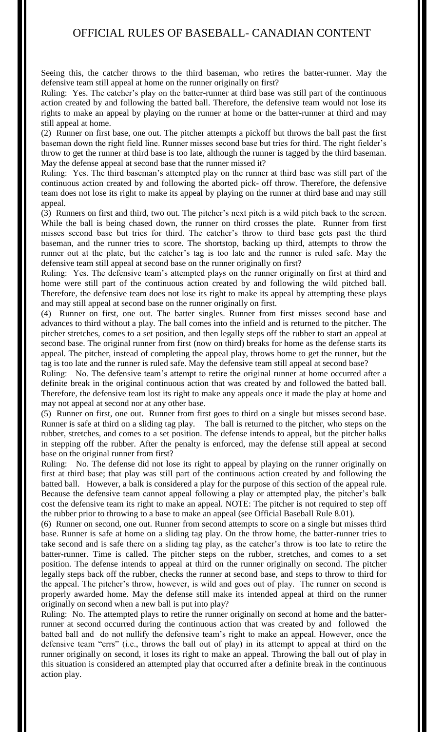Seeing this, the catcher throws to the third baseman, who retires the batter-runner. May the defensive team still appeal at home on the runner originally on first?

Ruling: Yes. The catcher's play on the batter-runner at third base was still part of the continuous action created by and following the batted ball. Therefore, the defensive team would not lose its rights to make an appeal by playing on the runner at home or the batter-runner at third and may still appeal at home.

(2) Runner on first base, one out. The pitcher attempts a pickoff but throws the ball past the first baseman down the right field line. Runner misses second base but tries for third. The right fielder's throw to get the runner at third base is too late, although the runner is tagged by the third baseman. May the defense appeal at second base that the runner missed it?

Ruling: Yes. The third baseman's attempted play on the runner at third base was still part of the continuous action created by and following the aborted pick- off throw. Therefore, the defensive team does not lose its right to make its appeal by playing on the runner at third base and may still appeal.

(3) Runners on first and third, two out. The pitcher's next pitch is a wild pitch back to the screen. While the ball is being chased down, the runner on third crosses the plate. Runner from first misses second base but tries for third. The catcher's throw to third base gets past the third baseman, and the runner tries to score. The shortstop, backing up third, attempts to throw the runner out at the plate, but the catcher's tag is too late and the runner is ruled safe. May the defensive team still appeal at second base on the runner originally on first?

Ruling: Yes. The defensive team's attempted plays on the runner originally on first at third and home were still part of the continuous action created by and following the wild pitched ball. Therefore, the defensive team does not lose its right to make its appeal by attempting these plays and may still appeal at second base on the runner originally on first.

(4) Runner on first, one out. The batter singles. Runner from first misses second base and advances to third without a play. The ball comes into the infield and is returned to the pitcher. The pitcher stretches, comes to a set position, and then legally steps off the rubber to start an appeal at second base. The original runner from first (now on third) breaks for home as the defense starts its appeal. The pitcher, instead of completing the appeal play, throws home to get the runner, but the tag is too late and the runner is ruled safe. May the defensive team still appeal at second base?

Ruling: No. The defensive team's attempt to retire the original runner at home occurred after a definite break in the original continuous action that was created by and followed the batted ball. Therefore, the defensive team lost its right to make any appeals once it made the play at home and may not appeal at second nor at any other base.

(5) Runner on first, one out. Runner from first goes to third on a single but misses second base. Runner is safe at third on a sliding tag play. The ball is returned to the pitcher, who steps on the rubber, stretches, and comes to a set position. The defense intends to appeal, but the pitcher balks in stepping off the rubber. After the penalty is enforced, may the defense still appeal at second base on the original runner from first?

Ruling: No. The defense did not lose its right to appeal by playing on the runner originally on first at third base; that play was still part of the continuous action created by and following the batted ball. However, a balk is considered a play for the purpose of this section of the appeal rule. Because the defensive team cannot appeal following a play or attempted play, the pitcher's balk cost the defensive team its right to make an appeal. NOTE: The pitcher is not required to step off the rubber prior to throwing to a base to make an appeal (see Official Baseball Rule 8.01).

(6) Runner on second, one out. Runner from second attempts to score on a single but misses third base. Runner is safe at home on a sliding tag play. On the throw home, the batter-runner tries to take second and is safe there on a sliding tag play, as the catcher's throw is too late to retire the batter-runner. Time is called. The pitcher steps on the rubber, stretches, and comes to a set position. The defense intends to appeal at third on the runner originally on second. The pitcher legally steps back off the rubber, checks the runner at second base, and steps to throw to third for the appeal. The pitcher's throw, however, is wild and goes out of play. The runner on second is properly awarded home. May the defense still make its intended appeal at third on the runner originally on second when a new ball is put into play?

Ruling: No. The attempted plays to retire the runner originally on second at home and the batter-runner at second occurred during the continuous action that was created by and followed the batted ball and do not nullify the defensive team's right to make an appeal. However, once the defensive team "errs" (i.e., throws the ball out of play) in its attempt to appeal at third on the runner originally on second, it loses its right to make an appeal. Throwing the ball out of play in this situation is considered an attempted play that occurred after a definite break in the continuous action play.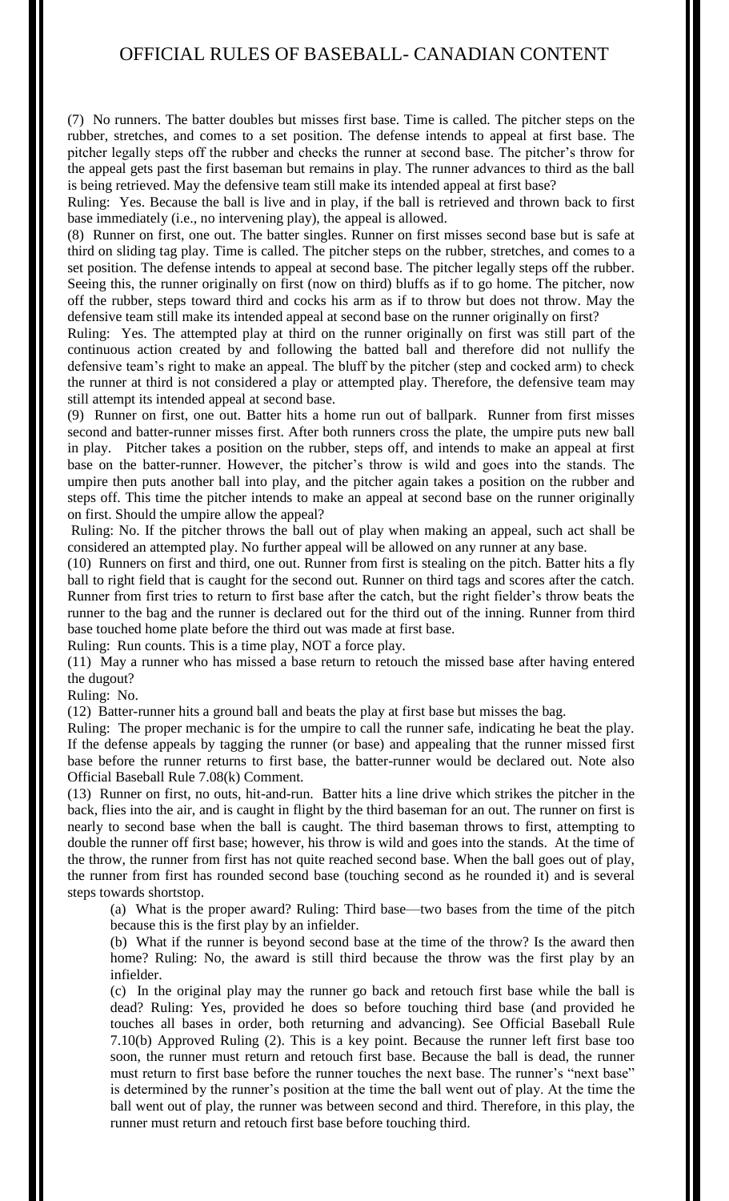(7) No runners. The batter doubles but misses first base. Time is called. The pitcher steps on the rubber, stretches, and comes to a set position. The defense intends to appeal at first base. The pitcher legally steps off the rubber and checks the runner at second base. The pitcher's throw for the appeal gets past the first baseman but remains in play. The runner advances to third as the ball is being retrieved. May the defensive team still make its intended appeal at first base?

Ruling: Yes. Because the ball is live and in play, if the ball is retrieved and thrown back to first base immediately (i.e., no intervening play), the appeal is allowed.

(8) Runner on first, one out. The batter singles. Runner on first misses second base but is safe at third on sliding tag play. Time is called. The pitcher steps on the rubber, stretches, and comes to a set position. The defense intends to appeal at second base. The pitcher legally steps off the rubber. Seeing this, the runner originally on first (now on third) bluffs as if to go home. The pitcher, now off the rubber, steps toward third and cocks his arm as if to throw but does not throw. May the defensive team still make its intended appeal at second base on the runner originally on first?

Ruling: Yes. The attempted play at third on the runner originally on first was still part of the continuous action created by and following the batted ball and therefore did not nullify the defensive team's right to make an appeal. The bluff by the pitcher (step and cocked arm) to check the runner at third is not considered a play or attempted play. Therefore, the defensive team may still attempt its intended appeal at second base.

(9) Runner on first, one out. Batter hits a home run out of ballpark. Runner from first misses second and batter-runner misses first. After both runners cross the plate, the umpire puts new ball in play. Pitcher takes a position on the rubber, steps off, and intends to make an appeal at first base on the batter-runner. However, the pitcher's throw is wild and goes into the stands. The umpire then puts another ball into play, and the pitcher again takes a position on the rubber and steps off. This time the pitcher intends to make an appeal at second base on the runner originally on first. Should the umpire allow the appeal?

Ruling: No. If the pitcher throws the ball out of play when making an appeal, such act shall be considered an attempted play. No further appeal will be allowed on any runner at any base.

(10) Runners on first and third, one out. Runner from first is stealing on the pitch. Batter hits a fly ball to right field that is caught for the second out. Runner on third tags and scores after the catch. Runner from first tries to return to first base after the catch, but the right fielder's throw beats the runner to the bag and the runner is declared out for the third out of the inning. Runner from third base touched home plate before the third out was made at first base.

Ruling: Run counts. This is a time play, NOT a force play.

(11) May a runner who has missed a base return to retouch the missed base after having entered the dugout?

Ruling: No.

(12) Batter-runner hits a ground ball and beats the play at first base but misses the bag.

Ruling: The proper mechanic is for the umpire to call the runner safe, indicating he beat the play. If the defense appeals by tagging the runner (or base) and appealing that the runner missed first base before the runner returns to first base, the batter-runner would be declared out. Note also Official Baseball Rule 7.08(k) Comment.

(13) Runner on first, no outs, hit-and-run. Batter hits a line drive which strikes the pitcher in the back, flies into the air, and is caught in flight by the third baseman for an out. The runner on first is nearly to second base when the ball is caught. The third baseman throws to first, attempting to double the runner off first base; however, his throw is wild and goes into the stands. At the time of the throw, the runner from first has not quite reached second base. When the ball goes out of play, the runner from first has rounded second base (touching second as he rounded it) and is several steps towards shortstop.

(a) What is the proper award? Ruling: Third base—two bases from the time of the pitch because this is the first play by an infielder.

(b) What if the runner is beyond second base at the time of the throw? Is the award then home? Ruling: No, the award is still third because the throw was the first play by an infielder.

(c) In the original play may the runner go back and retouch first base while the ball is dead? Ruling: Yes, provided he does so before touching third base (and provided he touches all bases in order, both returning and advancing). See Official Baseball Rule 7.10(b) Approved Ruling (2). This is a key point. Because the runner left first base too soon, the runner must return and retouch first base. Because the ball is dead, the runner must return to first base before the runner touches the next base. The runner's "next base" is determined by the runner's position at the time the ball went out of play. At the time the ball went out of play, the runner was between second and third. Therefore, in this play, the runner must return and retouch first base before touching third.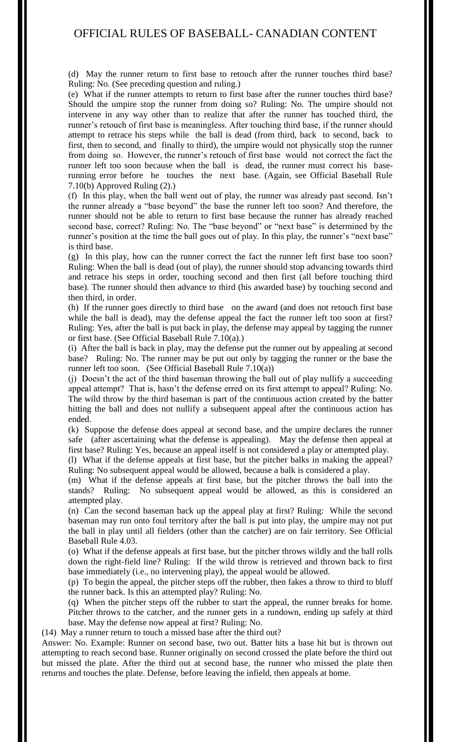(d) May the runner return to first base to retouch after the runner touches third base? Ruling: No. (See preceding question and ruling.)

(e) What if the runner attempts to return to first base after the runner touches third base? Should the umpire stop the runner from doing so? Ruling: No. The umpire should not intervene in any way other than to realize that after the runner has touched third, the runner's retouch of first base is meaningless. After touching third base, if the runner should attempt to retrace his steps while the ball is dead (from third, back to second, back to first, then to second, and finally to third), the umpire would not physically stop the runner from doing so. However, the runner's retouch of first base would not correct the fact the runner left too soon because when the ball is dead, the runner must correct his base-running error before he touches the next base. (Again, see Official Baseball Rule 7.10(b) Approved Ruling (2).)

(f) In this play, when the ball went out of play, the runner was already past second. Isn't the runner already a "base beyond" the base the runner left too soon? And therefore, the runner should not be able to return to first base because the runner has already reached second base, correct? Ruling: No. The "base beyond" or "next base" is determined by the runner's position at the time the ball goes out of play. In this play, the runner's "next base" is third base.

(g) In this play, how can the runner correct the fact the runner left first base too soon? Ruling: When the ball is dead (out of play), the runner should stop advancing towards third and retrace his steps in order, touching second and then first (all before touching third base). The runner should then advance to third (his awarded base) by touching second and then third, in order.

(h) If the runner goes directly to third base on the award (and does not retouch first base while the ball is dead), may the defense appeal the fact the runner left too soon at first? Ruling: Yes, after the ball is put back in play, the defense may appeal by tagging the runner or first base. (See Official Baseball Rule 7.10(a).)

(i) After the ball is back in play, may the defense put the runner out by appealing at second base? Ruling: No. The runner may be put out only by tagging the runner or the base the runner left too soon. (See Official Baseball Rule 7.10(a))

(j) Doesn't the act of the third baseman throwing the ball out of play nullify a succeeding appeal attempt? That is, hasn't the defense erred on its first attempt to appeal? Ruling: No. The wild throw by the third baseman is part of the continuous action created by the batter hitting the ball and does not nullify a subsequent appeal after the continuous action has ended.

(k) Suppose the defense does appeal at second base, and the umpire declares the runner safe (after ascertaining what the defense is appealing). May the defense then appeal at first base? Ruling: Yes, because an appeal itself is not considered a play or attempted play.

(l) What if the defense appeals at first base, but the pitcher balks in making the appeal? Ruling: No subsequent appeal would be allowed, because a balk is considered a play.

(m) What if the defense appeals at first base, but the pitcher throws the ball into the stands? Ruling: No subsequent appeal would be allowed, as this is considered an attempted play.

(n) Can the second baseman back up the appeal play at first? Ruling: While the second baseman may run onto foul territory after the ball is put into play, the umpire may not put the ball in play until all fielders (other than the catcher) are on fair territory. See Official Baseball Rule 4.03.

(o) What if the defense appeals at first base, but the pitcher throws wildly and the ball rolls down the right-field line? Ruling: If the wild throw is retrieved and thrown back to first base immediately (i.e., no intervening play), the appeal would be allowed.

(p) To begin the appeal, the pitcher steps off the rubber, then fakes a throw to third to bluff the runner back. Is this an attempted play? Ruling: No.

(q) When the pitcher steps off the rubber to start the appeal, the runner breaks for home. Pitcher throws to the catcher, and the runner gets in a rundown, ending up safely at third base. May the defense now appeal at first? Ruling: No.

(14) May a runner return to touch a missed base after the third out?

Answer: No. Example: Runner on second base, two out. Batter hits a base hit but is thrown out attempting to reach second base. Runner originally on second crossed the plate before the third out but missed the plate. After the third out at second base, the runner who missed the plate then returns and touches the plate. Defense, before leaving the infield, then appeals at home.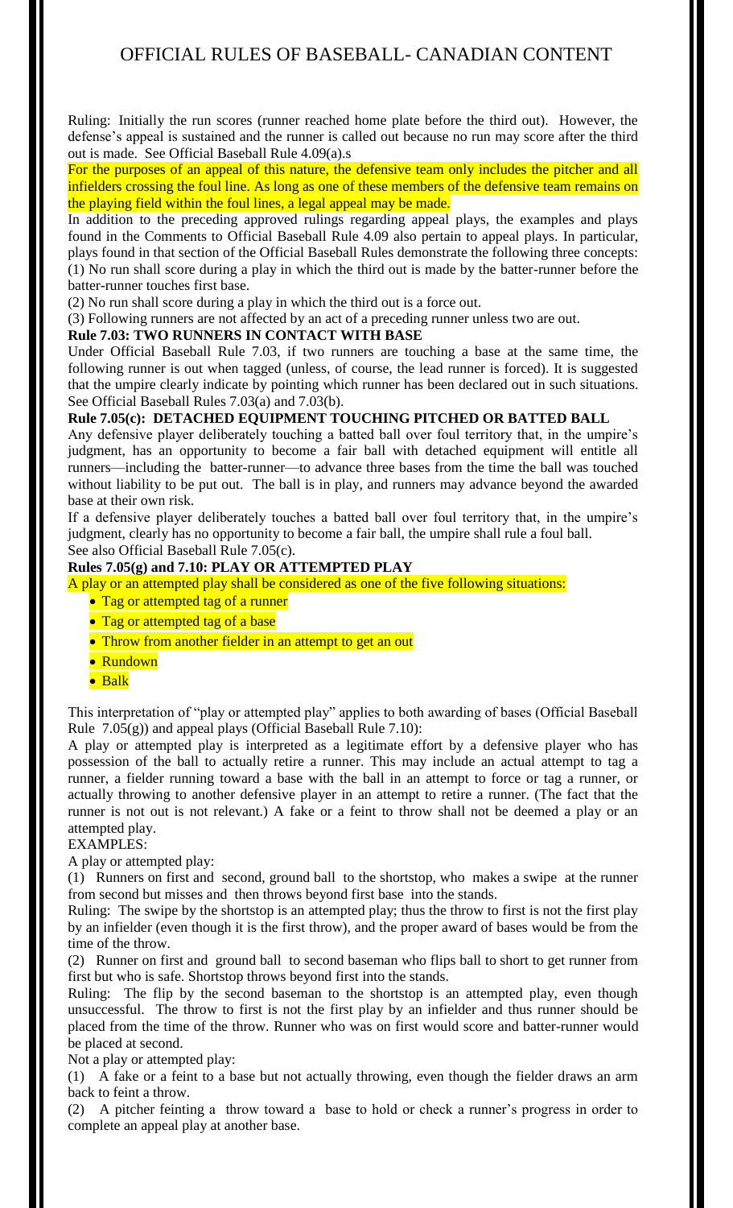Ruling: Initially the run scores (runner reached home plate before the third out). However, the defense's appeal is sustained and the runner is called out because no run may score after the third out is made. See Official Baseball Rule 4.09(a).s

For the purposes of an appeal of this nature, the defensive team only includes the pitcher and all infielders crossing the foul line. As long as one of these members of the defensive team remains on the playing field within the foul lines, a legal appeal may be made.

In addition to the preceding approved rulings regarding appeal plays, the examples and plays found in the Comments to Official Baseball Rule 4.09 also pertain to appeal plays. In particular, plays found in that section of the Official Baseball Rules demonstrate the following three concepts:

(1) No run shall score during a play in which the third out is made by the batter-runner before the batter-runner touches first base.

(2) No run shall score during a play in which the third out is a force out.

(3) Following runners are not affected by an act of a preceding runner unless two are out.

**Rule 7.03: TWO RUNNERS IN CONTACT WITH BASE**

Under Official Baseball Rule 7.03, if two runners are touching a base at the same time, the following runner is out when tagged (unless, of course, the lead runner is forced). It is suggested that the umpire clearly indicate by pointing which runner has been declared out in such situations. See Official Baseball Rules 7.03(a) and 7.03(b).

**Rule 7.05(c): DETACHED EQUIPMENT TOUCHING PITCHED OR BATTED BALL**

Any defensive player deliberately touching a batted ball over foul territory that, in the umpire's judgment, has an opportunity to become a fair ball with detached equipment will entitle all runners—including the batter-runner—to advance three bases from the time the ball was touched without liability to be put out. The ball is in play, and runners may advance beyond the awarded base at their own risk.

If a defensive player deliberately touches a batted ball over foul territory that, in the umpire's judgment, clearly has no opportunity to become a fair ball, the umpire shall rule a foul ball.

See also Official Baseball Rule 7.05(c).

**Rules 7.05(g) and 7.10: PLAY OR ATTEMPTED PLAY**

A play or an attempted play shall be considered as one of the five following situations:

- Tag or attempted tag of a runner
- Tag or attempted tag of a base
- Throw from another fielder in an attempt to get an out
- Rundown
- Balk

This interpretation of "play or attempted play" applies to both awarding of bases (Official Baseball Rule 7.05(g)) and appeal plays (Official Baseball Rule 7.10):

A play or attempted play is interpreted as a legitimate effort by a defensive player who has possession of the ball to actually retire a runner. This may include an actual attempt to tag a runner, a fielder running toward a base with the ball in an attempt to force or tag a runner, or actually throwing to another defensive player in an attempt to retire a runner. (The fact that the runner is not out is not relevant.) A fake or a feint to throw shall not be deemed a play or an attempted play.

EXAMPLES:

A play or attempted play:

(1) Runners on first and second, ground ball to the shortstop, who makes a swipe at the runner from second but misses and then throws beyond first base into the stands.

Ruling: The swipe by the shortstop is an attempted play; thus the throw to first is not the first play by an infielder (even though it is the first throw), and the proper award of bases would be from the time of the throw.

(2) Runner on first and ground ball to second baseman who flips ball to short to get runner from first but who is safe. Shortstop throws beyond first into the stands.

Ruling: The flip by the second baseman to the shortstop is an attempted play, even though unsuccessful. The throw to first is not the first play by an infielder and thus runner should be placed from the time of the throw. Runner who was on first would score and batter-runner would be placed at second.

Not a play or attempted play:

(1) A fake or a feint to a base but not actually throwing, even though the fielder draws an arm back to feint a throw.

(2) A pitcher feinting a throw toward a base to hold or check a runner's progress in order to complete an appeal play at another base.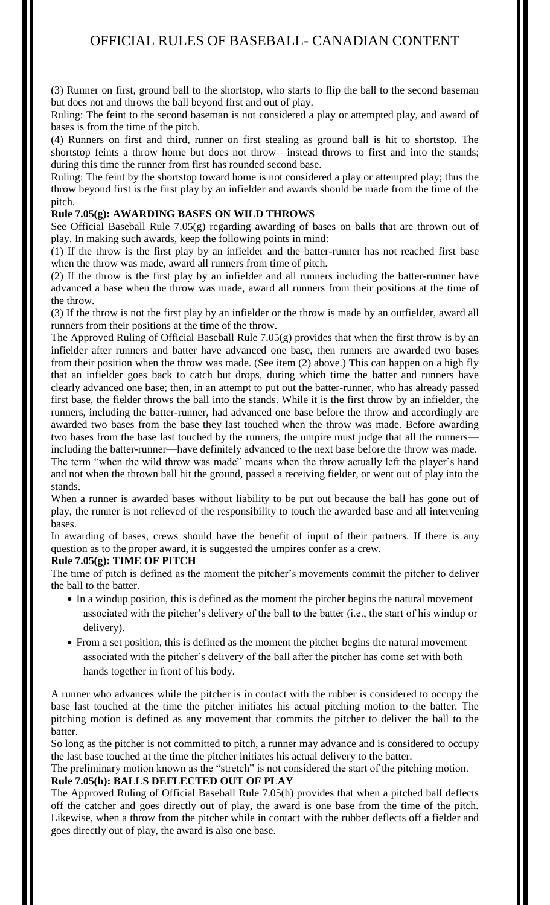(3) Runner on first, ground ball to the shortstop, who starts to flip the ball to the second baseman but does not and throws the ball beyond first and out of play.

Ruling: The feint to the second baseman is not considered a play or attempted play, and award of bases is from the time of the pitch.

(4) Runners on first and third, runner on first stealing as ground ball is hit to shortstop. The shortstop feints a throw home but does not throw—instead throws to first and into the stands; during this time the runner from first has rounded second base.

Ruling: The feint by the shortstop toward home is not considered a play or attempted play; thus the throw beyond first is the first play by an infielder and awards should be made from the time of the pitch.

**Rule 7.05(g): AWARDING BASES ON WILD THROWS**

See Official Baseball Rule 7.05(g) regarding awarding of bases on balls that are thrown out of play. In making such awards, keep the following points in mind:

(1) If the throw is the first play by an infielder and the batter-runner has not reached first base when the throw was made, award all runners from time of pitch.

(2) If the throw is the first play by an infielder and all runners including the batter-runner have advanced a base when the throw was made, award all runners from their positions at the time of the throw.

(3) If the throw is not the first play by an infielder or the throw is made by an outfielder, award all runners from their positions at the time of the throw.

The Approved Ruling of Official Baseball Rule 7.05(g) provides that when the first throw is by an infielder after runners and batter have advanced one base, then runners are awarded two bases from their position when the throw was made. (See item (2) above.) This can happen on a high fly that an infielder goes back to catch but drops, during which time the batter and runners have clearly advanced one base; then, in an attempt to put out the batter-runner, who has already passed first base, the fielder throws the ball into the stands. While it is the first throw by an infielder, the runners, including the batter-runner, had advanced one base before the throw and accordingly are awarded two bases from the base they last touched when the throw was made. Before awarding two bases from the base last touched by the runners, the umpire must judge that all the runners—including the batter-runner—have definitely advanced to the next base before the throw was made.

The term "when the wild throw was made" means when the throw actually left the player's hand and not when the thrown ball hit the ground, passed a receiving fielder, or went out of play into the stands.

When a runner is awarded bases without liability to be put out because the ball has gone out of play, the runner is not relieved of the responsibility to touch the awarded base and all intervening bases.

In awarding of bases, crews should have the benefit of input of their partners. If there is any question as to the proper award, it is suggested the umpires confer as a crew.

**Rule 7.05(g): TIME OF PITCH**

The time of pitch is defined as the moment the pitcher's movements commit the pitcher to deliver the ball to the batter.

- In a windup position, this is defined as the moment the pitcher begins the natural movement associated with the pitcher's delivery of the ball to the batter (i.e., the start of his windup or delivery).
- From a set position, this is defined as the moment the pitcher begins the natural movement associated with the pitcher's delivery of the ball after the pitcher has come set with both hands together in front of his body.

A runner who advances while the pitcher is in contact with the rubber is considered to occupy the base last touched at the time the pitcher initiates his actual pitching motion to the batter. The pitching motion is defined as any movement that commits the pitcher to deliver the ball to the batter.

So long as the pitcher is not committed to pitch, a runner may advance and is considered to occupy the last base touched at the time the pitcher initiates his actual delivery to the batter.

The preliminary motion known as the "stretch" is not considered the start of the pitching motion.

**Rule 7.05(h): BALLS DEFLECTED OUT OF PLAY**

The Approved Ruling of Official Baseball Rule 7.05(h) provides that when a pitched ball deflects off the catcher and goes directly out of play, the award is one base from the time of the pitch. Likewise, when a throw from the pitcher while in contact with the rubber deflects off a fielder and goes directly out of play, the award is also one base.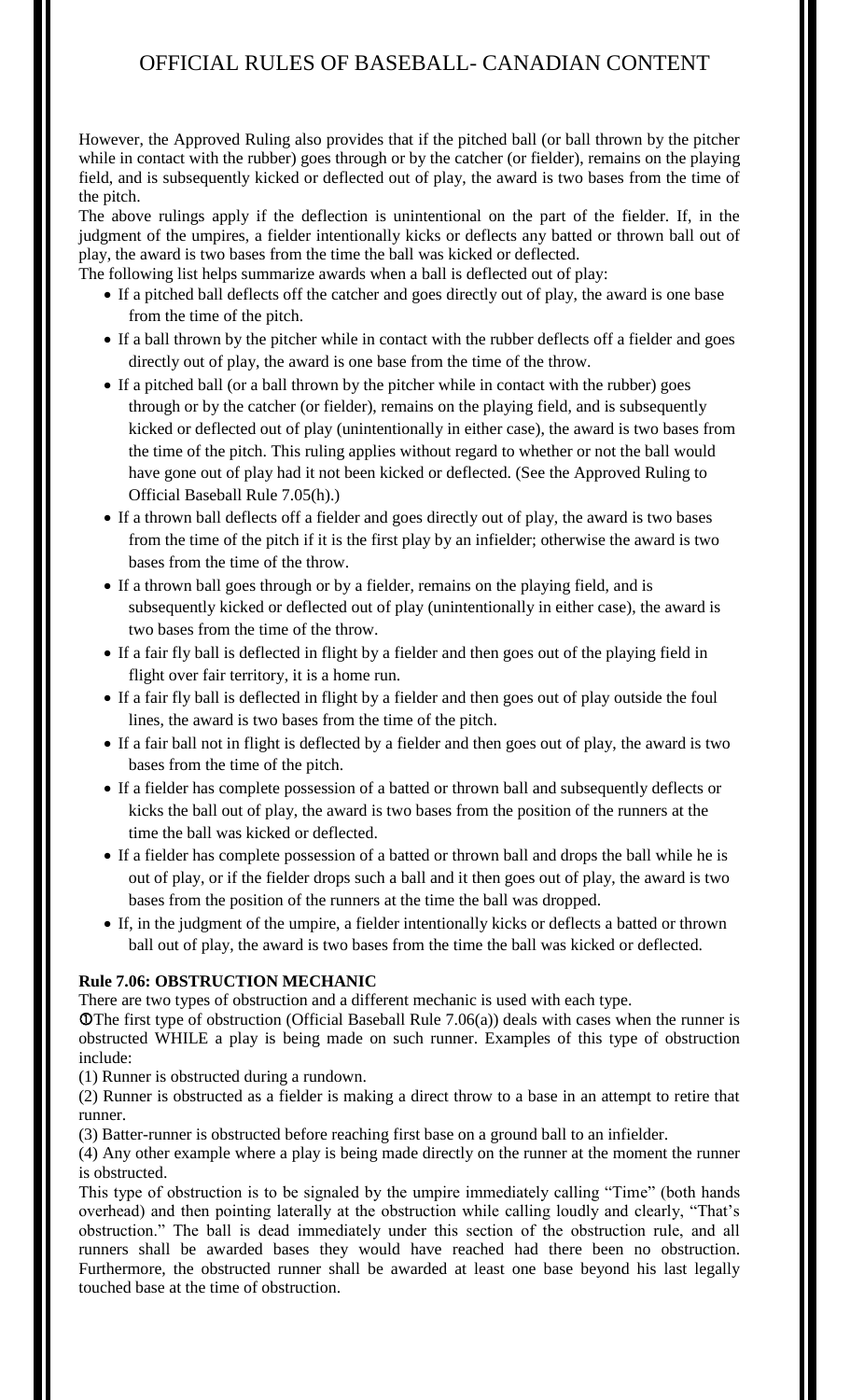However, the Approved Ruling also provides that if the pitched ball (or ball thrown by the pitcher while in contact with the rubber) goes through or by the catcher (or fielder), remains on the playing field, and is subsequently kicked or deflected out of play, the award is two bases from the time of the pitch.

The above rulings apply if the deflection is unintentional on the part of the fielder. If, in the judgment of the umpires, a fielder intentionally kicks or deflects any batted or thrown ball out of play, the award is two bases from the time the ball was kicked or deflected.

The following list helps summarize awards when a ball is deflected out of play:

- If a pitched ball deflects off the catcher and goes directly out of play, the award is one base from the time of the pitch.
- If a ball thrown by the pitcher while in contact with the rubber deflects off a fielder and goes directly out of play, the award is one base from the time of the throw.
- If a pitched ball (or a ball thrown by the pitcher while in contact with the rubber) goes through or by the catcher (or fielder), remains on the playing field, and is subsequently kicked or deflected out of play (unintentionally in either case), the award is two bases from the time of the pitch. This ruling applies without regard to whether or not the ball would have gone out of play had it not been kicked or deflected. (See the Approved Ruling to Official Baseball Rule 7.05(h).)
- If a thrown ball deflects off a fielder and goes directly out of play, the award is two bases from the time of the pitch if it is the first play by an infielder; otherwise the award is two bases from the time of the throw.
- If a thrown ball goes through or by a fielder, remains on the playing field, and is subsequently kicked or deflected out of play (unintentionally in either case), the award is two bases from the time of the throw.
- If a fair fly ball is deflected in flight by a fielder and then goes out of the playing field in flight over fair territory, it is a home run.
- If a fair fly ball is deflected in flight by a fielder and then goes out of play outside the foul lines, the award is two bases from the time of the pitch.
- If a fair ball not in flight is deflected by a fielder and then goes out of play, the award is two bases from the time of the pitch.
- If a fielder has complete possession of a batted or thrown ball and subsequently deflects or kicks the ball out of play, the award is two bases from the position of the runners at the time the ball was kicked or deflected.
- If a fielder has complete possession of a batted or thrown ball and drops the ball while he is out of play, or if the fielder drops such a ball and it then goes out of play, the award is two bases from the position of the runners at the time the ball was dropped.
- If, in the judgment of the umpire, a fielder intentionally kicks or deflects a batted or thrown ball out of play, the award is two bases from the time the ball was kicked or deflected.

**Rule 7.06: OBSTRUCTION MECHANIC**

There are two types of obstruction and a different mechanic is used with each type.

① The first type of obstruction (Official Baseball Rule 7.06(a)) deals with cases when the runner is obstructed WHILE a play is being made on such runner. Examples of this type of obstruction include:

(1) Runner is obstructed during a rundown.

(2) Runner is obstructed as a fielder is making a direct throw to a base in an attempt to retire that runner.

(3) Batter-runner is obstructed before reaching first base on a ground ball to an infielder.

(4) Any other example where a play is being made directly on the runner at the moment the runner is obstructed.

This type of obstruction is to be signaled by the umpire immediately calling "Time" (both hands overhead) and then pointing laterally at the obstruction while calling loudly and clearly, "That's obstruction." The ball is dead immediately under this section of the obstruction rule, and all runners shall be awarded bases they would have reached had there been no obstruction. Furthermore, the obstructed runner shall be awarded at least one base beyond his last legally touched base at the time of obstruction.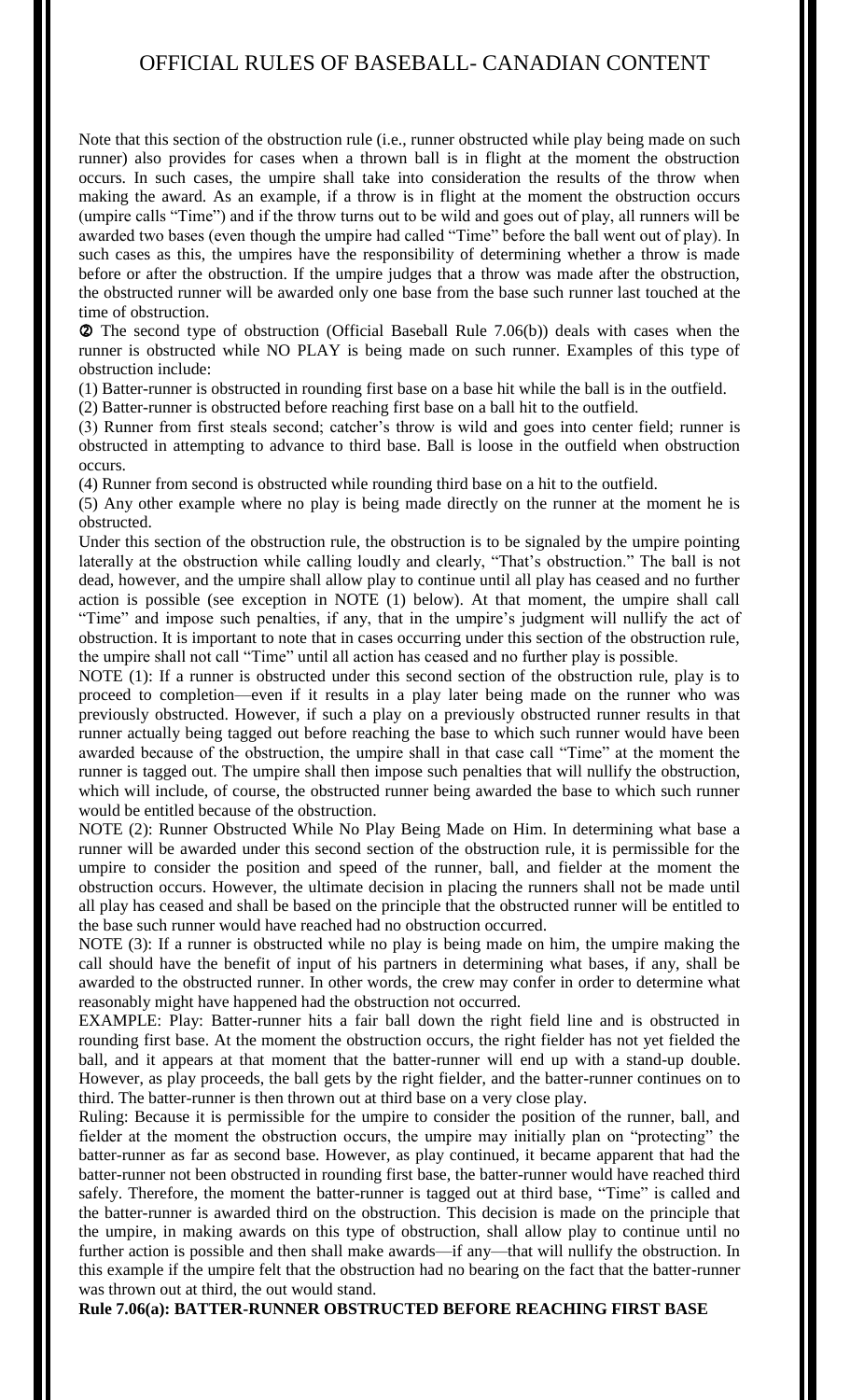Note that this section of the obstruction rule (i.e., runner obstructed while play being made on such runner) also provides for cases when a thrown ball is in flight at the moment the obstruction occurs. In such cases, the umpire shall take into consideration the results of the throw when making the award. As an example, if a throw is in flight at the moment the obstruction occurs (umpire calls "Time") and if the throw turns out to be wild and goes out of play, all runners will be awarded two bases (even though the umpire had called "Time" before the ball went out of play). In such cases as this, the umpires have the responsibility of determining whether a throw is made before or after the obstruction. If the umpire judges that a throw was made after the obstruction, the obstructed runner will be awarded only one base from the base such runner last touched at the time of obstruction.

② The second type of obstruction (Official Baseball Rule 7.06(b)) deals with cases when the runner is obstructed while NO PLAY is being made on such runner. Examples of this type of obstruction include:

(1) Batter-runner is obstructed in rounding first base on a base hit while the ball is in the outfield.

(2) Batter-runner is obstructed before reaching first base on a ball hit to the outfield.

(3) Runner from first steals second; catcher's throw is wild and goes into center field; runner is obstructed in attempting to advance to third base. Ball is loose in the outfield when obstruction occurs.

(4) Runner from second is obstructed while rounding third base on a hit to the outfield.

(5) Any other example where no play is being made directly on the runner at the moment he is obstructed.

Under this section of the obstruction rule, the obstruction is to be signaled by the umpire pointing laterally at the obstruction while calling loudly and clearly, "That's obstruction." The ball is not dead, however, and the umpire shall allow play to continue until all play has ceased and no further action is possible (see exception in NOTE (1) below). At that moment, the umpire shall call "Time" and impose such penalties, if any, that in the umpire's judgment will nullify the act of obstruction. It is important to note that in cases occurring under this section of the obstruction rule, the umpire shall not call "Time" until all action has ceased and no further play is possible.

NOTE (1): If a runner is obstructed under this second section of the obstruction rule, play is to proceed to completion—even if it results in a play later being made on the runner who was previously obstructed. However, if such a play on a previously obstructed runner results in that runner actually being tagged out before reaching the base to which such runner would have been awarded because of the obstruction, the umpire shall in that case call "Time" at the moment the runner is tagged out. The umpire shall then impose such penalties that will nullify the obstruction, which will include, of course, the obstructed runner being awarded the base to which such runner would be entitled because of the obstruction.

NOTE (2): Runner Obstructed While No Play Being Made on Him. In determining what base a runner will be awarded under this second section of the obstruction rule, it is permissible for the umpire to consider the position and speed of the runner, ball, and fielder at the moment the obstruction occurs. However, the ultimate decision in placing the runners shall not be made until all play has ceased and shall be based on the principle that the obstructed runner will be entitled to the base such runner would have reached had no obstruction occurred.

NOTE (3): If a runner is obstructed while no play is being made on him, the umpire making the call should have the benefit of input of his partners in determining what bases, if any, shall be awarded to the obstructed runner. In other words, the crew may confer in order to determine what reasonably might have happened had the obstruction not occurred.

EXAMPLE: Play: Batter-runner hits a fair ball down the right field line and is obstructed in rounding first base. At the moment the obstruction occurs, the right fielder has not yet fielded the ball, and it appears at that moment that the batter-runner will end up with a stand-up double. However, as play proceeds, the ball gets by the right fielder, and the batter-runner continues on to third. The batter-runner is then thrown out at third base on a very close play.

Ruling: Because it is permissible for the umpire to consider the position of the runner, ball, and fielder at the moment the obstruction occurs, the umpire may initially plan on "protecting" the batter-runner as far as second base. However, as play continued, it became apparent that had the batter-runner not been obstructed in rounding first base, the batter-runner would have reached third safely. Therefore, the moment the batter-runner is tagged out at third base, "Time" is called and the batter-runner is awarded third on the obstruction. This decision is made on the principle that the umpire, in making awards on this type of obstruction, shall allow play to continue until no further action is possible and then shall make awards—if any—that will nullify the obstruction. In this example if the umpire felt that the obstruction had no bearing on the fact that the batter-runner was thrown out at third, the out would stand.

**Rule 7.06(a): BATTER-RUNNER OBSTRUCTED BEFORE REACHING FIRST BASE**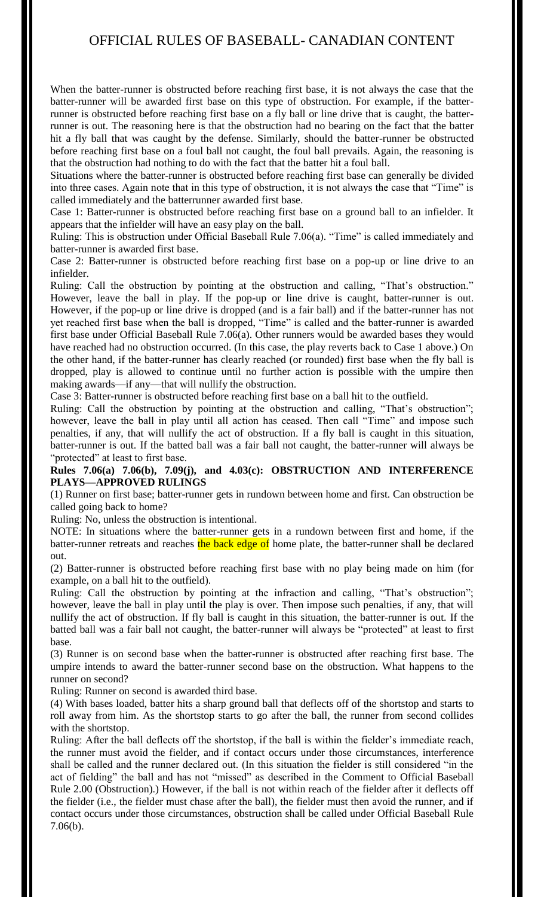When the batter-runner is obstructed before reaching first base, it is not always the case that the batter-runner will be awarded first base on this type of obstruction. For example, if the batter-runner is obstructed before reaching first base on a fly ball or line drive that is caught, the batter-runner is out. The reasoning here is that the obstruction had no bearing on the fact that the batter hit a fly ball that was caught by the defense. Similarly, should the batter-runner be obstructed before reaching first base on a foul ball not caught, the foul ball prevails. Again, the reasoning is that the obstruction had nothing to do with the fact that the batter hit a foul ball.

Situations where the batter-runner is obstructed before reaching first base can generally be divided into three cases. Again note that in this type of obstruction, it is not always the case that "Time" is called immediately and the batterrunner awarded first base.

Case 1: Batter-runner is obstructed before reaching first base on a ground ball to an infielder. It appears that the infielder will have an easy play on the ball.

Ruling: This is obstruction under Official Baseball Rule 7.06(a). "Time" is called immediately and batter-runner is awarded first base.

Case 2: Batter-runner is obstructed before reaching first base on a pop-up or line drive to an infielder.

Ruling: Call the obstruction by pointing at the obstruction and calling, "That's obstruction." However, leave the ball in play. If the pop-up or line drive is caught, batter-runner is out. However, if the pop-up or line drive is dropped (and is a fair ball) and if the batter-runner has not yet reached first base when the ball is dropped, "Time" is called and the batter-runner is awarded first base under Official Baseball Rule 7.06(a). Other runners would be awarded bases they would have reached had no obstruction occurred. (In this case, the play reverts back to Case 1 above.) On the other hand, if the batter-runner has clearly reached (or rounded) first base when the fly ball is dropped, play is allowed to continue until no further action is possible with the umpire then making awards—if any—that will nullify the obstruction.

Case 3: Batter-runner is obstructed before reaching first base on a ball hit to the outfield.

Ruling: Call the obstruction by pointing at the obstruction and calling, "That's obstruction"; however, leave the ball in play until all action has ceased. Then call "Time" and impose such penalties, if any, that will nullify the act of obstruction. If a fly ball is caught in this situation, batter-runner is out. If the batted ball was a fair ball not caught, the batter-runner will always be "protected" at least to first base.

**Rules 7.06(a) 7.06(b), 7.09(j), and 4.03(c): OBSTRUCTION AND INTERFERENCE PLAYS—APPROVED RULINGS**

(1) Runner on first base; batter-runner gets in rundown between home and first. Can obstruction be called going back to home?

Ruling: No, unless the obstruction is intentional.

NOTE: In situations where the batter-runner gets in a rundown between first and home, if the batter-runner retreats and reaches the back edge of home plate, the batter-runner shall be declared out.

(2) Batter-runner is obstructed before reaching first base with no play being made on him (for example, on a ball hit to the outfield).

Ruling: Call the obstruction by pointing at the infraction and calling, "That's obstruction"; however, leave the ball in play until the play is over. Then impose such penalties, if any, that will nullify the act of obstruction. If fly ball is caught in this situation, the batter-runner is out. If the batted ball was a fair ball not caught, the batter-runner will always be "protected" at least to first base.

(3) Runner is on second base when the batter-runner is obstructed after reaching first base. The umpire intends to award the batter-runner second base on the obstruction. What happens to the runner on second?

Ruling: Runner on second is awarded third base.

(4) With bases loaded, batter hits a sharp ground ball that deflects off of the shortstop and starts to roll away from him. As the shortstop starts to go after the ball, the runner from second collides with the shortstop.

Ruling: After the ball deflects off the shortstop, if the ball is within the fielder's immediate reach, the runner must avoid the fielder, and if contact occurs under those circumstances, interference shall be called and the runner declared out. (In this situation the fielder is still considered "in the act of fielding" the ball and has not "missed" as described in the Comment to Official Baseball Rule 2.00 (Obstruction).) However, if the ball is not within reach of the fielder after it deflects off the fielder (i.e., the fielder must chase after the ball), the fielder must then avoid the runner, and if contact occurs under those circumstances, obstruction shall be called under Official Baseball Rule 7.06(b).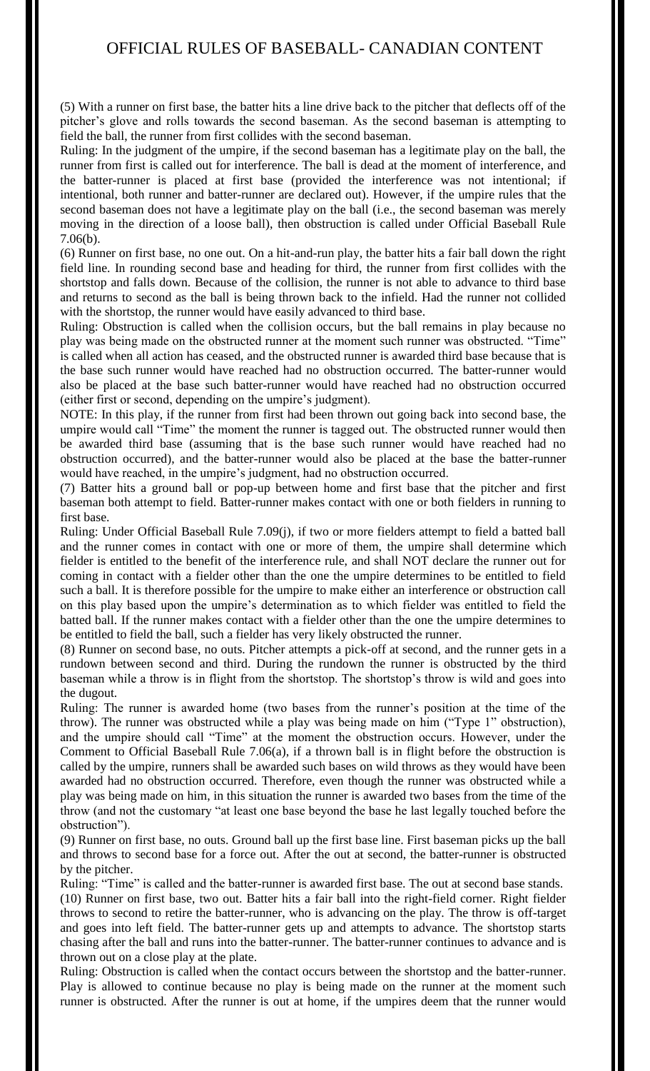(5) With a runner on first base, the batter hits a line drive back to the pitcher that deflects off of the pitcher's glove and rolls towards the second baseman. As the second baseman is attempting to field the ball, the runner from first collides with the second baseman.

Ruling: In the judgment of the umpire, if the second baseman has a legitimate play on the ball, the runner from first is called out for interference. The ball is dead at the moment of interference, and the batter-runner is placed at first base (provided the interference was not intentional; if intentional, both runner and batter-runner are declared out). However, if the umpire rules that the second baseman does not have a legitimate play on the ball (i.e., the second baseman was merely moving in the direction of a loose ball), then obstruction is called under Official Baseball Rule 7.06(b).

(6) Runner on first base, no one out. On a hit-and-run play, the batter hits a fair ball down the right field line. In rounding second base and heading for third, the runner from first collides with the shortstop and falls down. Because of the collision, the runner is not able to advance to third base and returns to second as the ball is being thrown back to the infield. Had the runner not collided with the shortstop, the runner would have easily advanced to third base.

Ruling: Obstruction is called when the collision occurs, but the ball remains in play because no play was being made on the obstructed runner at the moment such runner was obstructed. "Time" is called when all action has ceased, and the obstructed runner is awarded third base because that is the base such runner would have reached had no obstruction occurred. The batter-runner would also be placed at the base such batter-runner would have reached had no obstruction occurred (either first or second, depending on the umpire's judgment).

NOTE: In this play, if the runner from first had been thrown out going back into second base, the umpire would call "Time" the moment the runner is tagged out. The obstructed runner would then be awarded third base (assuming that is the base such runner would have reached had no obstruction occurred), and the batter-runner would also be placed at the base the batter-runner would have reached, in the umpire's judgment, had no obstruction occurred.

(7) Batter hits a ground ball or pop-up between home and first base that the pitcher and first baseman both attempt to field. Batter-runner makes contact with one or both fielders in running to first base.

Ruling: Under Official Baseball Rule 7.09(j), if two or more fielders attempt to field a batted ball and the runner comes in contact with one or more of them, the umpire shall determine which fielder is entitled to the benefit of the interference rule, and shall NOT declare the runner out for coming in contact with a fielder other than the one the umpire determines to be entitled to field such a ball. It is therefore possible for the umpire to make either an interference or obstruction call on this play based upon the umpire's determination as to which fielder was entitled to field the batted ball. If the runner makes contact with a fielder other than the one the umpire determines to be entitled to field the ball, such a fielder has very likely obstructed the runner.

(8) Runner on second base, no outs. Pitcher attempts a pick-off at second, and the runner gets in a rundown between second and third. During the rundown the runner is obstructed by the third baseman while a throw is in flight from the shortstop. The shortstop's throw is wild and goes into the dugout.

Ruling: The runner is awarded home (two bases from the runner's position at the time of the throw). The runner was obstructed while a play was being made on him ("Type 1" obstruction), and the umpire should call "Time" at the moment the obstruction occurs. However, under the Comment to Official Baseball Rule 7.06(a), if a thrown ball is in flight before the obstruction is called by the umpire, runners shall be awarded such bases on wild throws as they would have been awarded had no obstruction occurred. Therefore, even though the runner was obstructed while a play was being made on him, in this situation the runner is awarded two bases from the time of the throw (and not the customary "at least one base beyond the base he last legally touched before the obstruction").

(9) Runner on first base, no outs. Ground ball up the first base line. First baseman picks up the ball and throws to second base for a force out. After the out at second, the batter-runner is obstructed by the pitcher.

Ruling: "Time" is called and the batter-runner is awarded first base. The out at second base stands.

(10) Runner on first base, two out. Batter hits a fair ball into the right-field corner. Right fielder throws to second to retire the batter-runner, who is advancing on the play. The throw is off-target and goes into left field. The batter-runner gets up and attempts to advance. The shortstop starts chasing after the ball and runs into the batter-runner. The batter-runner continues to advance and is thrown out on a close play at the plate.

Ruling: Obstruction is called when the contact occurs between the shortstop and the batter-runner. Play is allowed to continue because no play is being made on the runner at the moment such runner is obstructed. After the runner is out at home, if the umpires deem that the runner would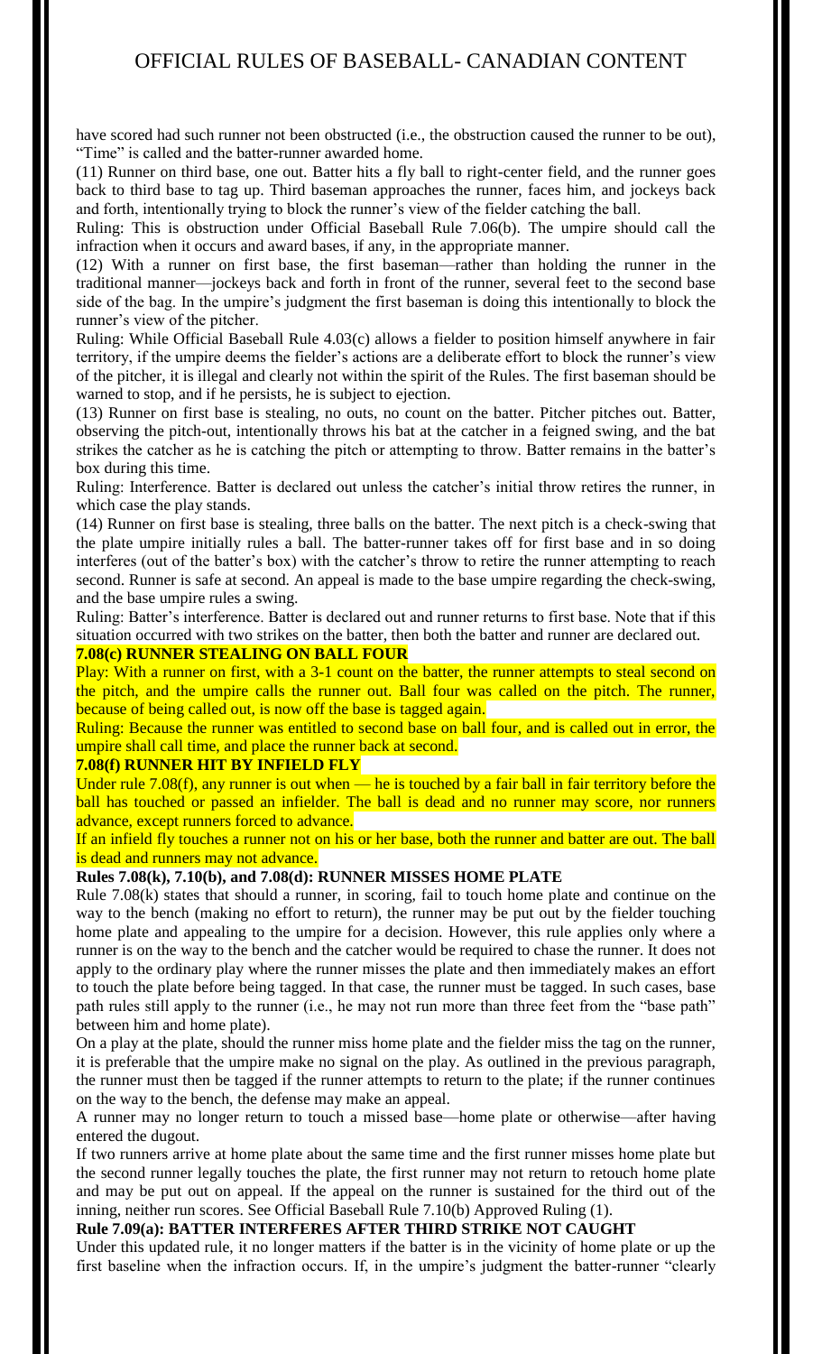have scored had such runner not been obstructed (i.e., the obstruction caused the runner to be out), "Time" is called and the batter-runner awarded home.

(11) Runner on third base, one out. Batter hits a fly ball to right-center field, and the runner goes back to third base to tag up. Third baseman approaches the runner, faces him, and jockeys back and forth, intentionally trying to block the runner's view of the fielder catching the ball.

Ruling: This is obstruction under Official Baseball Rule 7.06(b). The umpire should call the infraction when it occurs and award bases, if any, in the appropriate manner.

(12) With a runner on first base, the first baseman—rather than holding the runner in the traditional manner—jockeys back and forth in front of the runner, several feet to the second base side of the bag. In the umpire's judgment the first baseman is doing this intentionally to block the runner's view of the pitcher.

Ruling: While Official Baseball Rule 4.03(c) allows a fielder to position himself anywhere in fair territory, if the umpire deems the fielder's actions are a deliberate effort to block the runner's view of the pitcher, it is illegal and clearly not within the spirit of the Rules. The first baseman should be warned to stop, and if he persists, he is subject to ejection.

(13) Runner on first base is stealing, no outs, no count on the batter. Pitcher pitches out. Batter, observing the pitch-out, intentionally throws his bat at the catcher in a feigned swing, and the bat strikes the catcher as he is catching the pitch or attempting to throw. Batter remains in the batter's box during this time.

Ruling: Interference. Batter is declared out unless the catcher's initial throw retires the runner, in which case the play stands.

(14) Runner on first base is stealing, three balls on the batter. The next pitch is a check-swing that the plate umpire initially rules a ball. The batter-runner takes off for first base and in so doing interferes (out of the batter's box) with the catcher's throw to retire the runner attempting to reach second. Runner is safe at second. An appeal is made to the base umpire regarding the check-swing, and the base umpire rules a swing.

Ruling: Batter's interference. Batter is declared out and runner returns to first base. Note that if this situation occurred with two strikes on the batter, then both the batter and runner are declared out.

**7.08(c) RUNNER STEALING ON BALL FOUR**

Play: With a runner on first, with a 3-1 count on the batter, the runner attempts to steal second on the pitch, and the umpire calls the runner out. Ball four was called on the pitch. The runner, because of being called out, is now off the base is tagged again.

Ruling: Because the runner was entitled to second base on ball four, and is called out in error, the umpire shall call time, and place the runner back at second.

**7.08(f) RUNNER HIT BY INFIELD FLY**

Under rule 7.08(f), any runner is out when — he is touched by a fair ball in fair territory before the ball has touched or passed an infielder. The ball is dead and no runner may score, nor runners advance, except runners forced to advance.

If an infield fly touches a runner not on his or her base, both the runner and batter are out. The ball is dead and runners may not advance.

**Rules 7.08(k), 7.10(b), and 7.08(d): RUNNER MISSES HOME PLATE**

Rule 7.08(k) states that should a runner, in scoring, fail to touch home plate and continue on the way to the bench (making no effort to return), the runner may be put out by the fielder touching home plate and appealing to the umpire for a decision. However, this rule applies only where a runner is on the way to the bench and the catcher would be required to chase the runner. It does not apply to the ordinary play where the runner misses the plate and then immediately makes an effort to touch the plate before being tagged. In that case, the runner must be tagged. In such cases, base path rules still apply to the runner (i.e., he may not run more than three feet from the "base path" between him and home plate).

On a play at the plate, should the runner miss home plate and the fielder miss the tag on the runner, it is preferable that the umpire make no signal on the play. As outlined in the previous paragraph, the runner must then be tagged if the runner attempts to return to the plate; if the runner continues on the way to the bench, the defense may make an appeal.

A runner may no longer return to touch a missed base—home plate or otherwise—after having entered the dugout.

If two runners arrive at home plate about the same time and the first runner misses home plate but the second runner legally touches the plate, the first runner may not return to retouch home plate and may be put out on appeal. If the appeal on the runner is sustained for the third out of the inning, neither run scores. See Official Baseball Rule 7.10(b) Approved Ruling (1).

**Rule 7.09(a): BATTER INTERFERES AFTER THIRD STRIKE NOT CAUGHT**

Under this updated rule, it no longer matters if the batter is in the vicinity of home plate or up the first baseline when the infraction occurs. If, in the umpire's judgment the batter-runner "clearly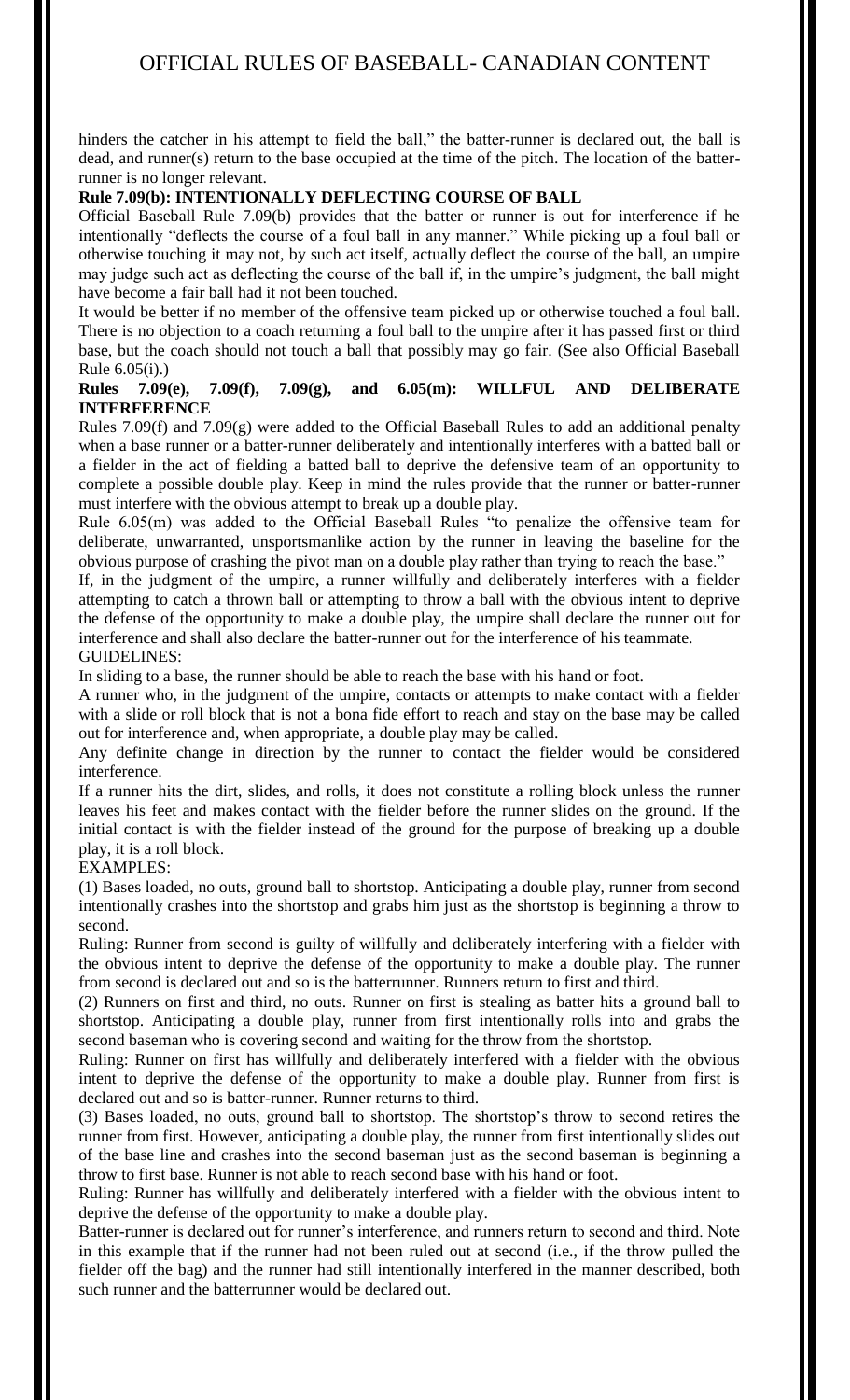hinders the catcher in his attempt to field the ball," the batter-runner is declared out, the ball is dead, and runner(s) return to the base occupied at the time of the pitch. The location of the batter-runner is no longer relevant.

**Rule 7.09(b): INTENTIONALLY DEFLECTING COURSE OF BALL**

Official Baseball Rule 7.09(b) provides that the batter or runner is out for interference if he intentionally "deflects the course of a foul ball in any manner." While picking up a foul ball or otherwise touching it may not, by such act itself, actually deflect the course of the ball, an umpire may judge such act as deflecting the course of the ball if, in the umpire's judgment, the ball might have become a fair ball had it not been touched.

It would be better if no member of the offensive team picked up or otherwise touched a foul ball. There is no objection to a coach returning a foul ball to the umpire after it has passed first or third base, but the coach should not touch a ball that possibly may go fair. (See also Official Baseball Rule 6.05(i).)

**Rules 7.09(e), 7.09(f), 7.09(g), and 6.05(m): WILLFUL AND DELIBERATE INTERFERENCE**

Rules 7.09(f) and 7.09(g) were added to the Official Baseball Rules to add an additional penalty when a base runner or a batter-runner deliberately and intentionally interferes with a batted ball or a fielder in the act of fielding a batted ball to deprive the defensive team of an opportunity to complete a possible double play. Keep in mind the rules provide that the runner or batter-runner must interfere with the obvious attempt to break up a double play.

Rule 6.05(m) was added to the Official Baseball Rules "to penalize the offensive team for deliberate, unwarranted, unsportsmanlike action by the runner in leaving the baseline for the obvious purpose of crashing the pivot man on a double play rather than trying to reach the base."

If, in the judgment of the umpire, a runner willfully and deliberately interferes with a fielder attempting to catch a thrown ball or attempting to throw a ball with the obvious intent to deprive the defense of the opportunity to make a double play, the umpire shall declare the runner out for interference and shall also declare the batter-runner out for the interference of his teammate.

GUIDELINES:

In sliding to a base, the runner should be able to reach the base with his hand or foot.

A runner who, in the judgment of the umpire, contacts or attempts to make contact with a fielder with a slide or roll block that is not a bona fide effort to reach and stay on the base may be called out for interference and, when appropriate, a double play may be called.

Any definite change in direction by the runner to contact the fielder would be considered interference.

If a runner hits the dirt, slides, and rolls, it does not constitute a rolling block unless the runner leaves his feet and makes contact with the fielder before the runner slides on the ground. If the initial contact is with the fielder instead of the ground for the purpose of breaking up a double play, it is a roll block.

EXAMPLES:

(1) Bases loaded, no outs, ground ball to shortstop. Anticipating a double play, runner from second intentionally crashes into the shortstop and grabs him just as the shortstop is beginning a throw to second.

Ruling: Runner from second is guilty of willfully and deliberately interfering with a fielder with the obvious intent to deprive the defense of the opportunity to make a double play. The runner from second is declared out and so is the batterrunner. Runners return to first and third.

(2) Runners on first and third, no outs. Runner on first is stealing as batter hits a ground ball to shortstop. Anticipating a double play, runner from first intentionally rolls into and grabs the second baseman who is covering second and waiting for the throw from the shortstop.

Ruling: Runner on first has willfully and deliberately interfered with a fielder with the obvious intent to deprive the defense of the opportunity to make a double play. Runner from first is declared out and so is batter-runner. Runner returns to third.

(3) Bases loaded, no outs, ground ball to shortstop. The shortstop's throw to second retires the runner from first. However, anticipating a double play, the runner from first intentionally slides out of the base line and crashes into the second baseman just as the second baseman is beginning a throw to first base. Runner is not able to reach second base with his hand or foot.

Ruling: Runner has willfully and deliberately interfered with a fielder with the obvious intent to deprive the defense of the opportunity to make a double play.

Batter-runner is declared out for runner's interference, and runners return to second and third. Note in this example that if the runner had not been ruled out at second (i.e., if the throw pulled the fielder off the bag) and the runner had still intentionally interfered in the manner described, both such runner and the batterrunner would be declared out.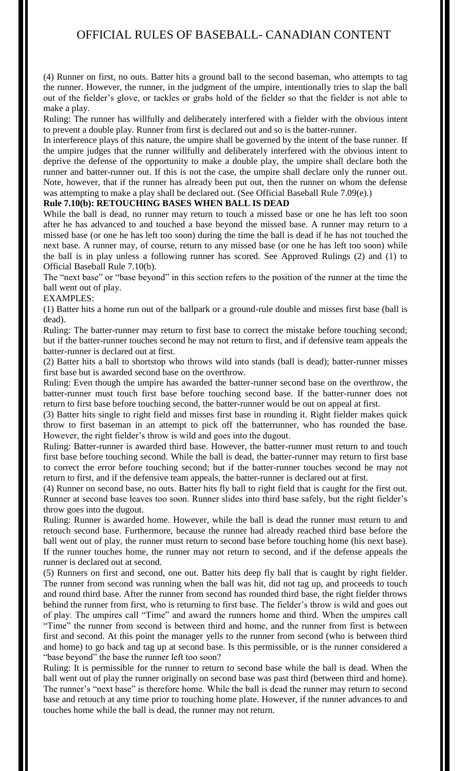(4) Runner on first, no outs. Batter hits a ground ball to the second baseman, who attempts to tag the runner. However, the runner, in the judgment of the umpire, intentionally tries to slap the ball out of the fielder's glove, or tackles or grabs hold of the fielder so that the fielder is not able to make a play.

Ruling: The runner has willfully and deliberately interfered with a fielder with the obvious intent to prevent a double play. Runner from first is declared out and so is the batter-runner.

In interference plays of this nature, the umpire shall be governed by the intent of the base runner. If the umpire judges that the runner willfully and deliberately interfered with the obvious intent to deprive the defense of the opportunity to make a double play, the umpire shall declare both the runner and batter-runner out. If this is not the case, the umpire shall declare only the runner out. Note, however, that if the runner has already been put out, then the runner on whom the defense was attempting to make a play shall be declared out. (See Official Baseball Rule 7.09(e).)

**Rule 7.10(b): RETOUCHING BASES WHEN BALL IS DEAD**

While the ball is dead, no runner may return to touch a missed base or one he has left too soon after he has advanced to and touched a base beyond the missed base. A runner may return to a missed base (or one he has left too soon) during the time the ball is dead if he has not touched the next base. A runner may, of course, return to any missed base (or one he has left too soon) while the ball is in play unless a following runner has scored. See Approved Rulings (2) and (1) to Official Baseball Rule 7.10(b).

The "next base" or "base beyond" in this section refers to the position of the runner at the time the ball went out of play.

EXAMPLES:

(1) Batter hits a home run out of the ballpark or a ground-rule double and misses first base (ball is dead).

Ruling: The batter-runner may return to first base to correct the mistake before touching second; but if the batter-runner touches second he may not return to first, and if defensive team appeals the batter-runner is declared out at first.

(2) Batter hits a ball to shortstop who throws wild into stands (ball is dead); batter-runner misses first base but is awarded second base on the overthrow.

Ruling: Even though the umpire has awarded the batter-runner second base on the overthrow, the batter-runner must touch first base before touching second base. If the batter-runner does not return to first base before touching second, the batter-runner would be out on appeal at first.

(3) Batter hits single to right field and misses first base in rounding it. Right fielder makes quick throw to first baseman in an attempt to pick off the batterrunner, who has rounded the base. However, the right fielder's throw is wild and goes into the dugout.

Ruling: Batter-runner is awarded third base. However, the batter-runner must return to and touch first base before touching second. While the ball is dead, the batter-runner may return to first base to correct the error before touching second; but if the batter-runner touches second he may not return to first, and if the defensive team appeals, the batter-runner is declared out at first.

(4) Runner on second base, no outs. Batter hits fly ball to right field that is caught for the first out. Runner at second base leaves too soon. Runner slides into third base safely, but the right fielder's throw goes into the dugout.

Ruling: Runner is awarded home. However, while the ball is dead the runner must return to and retouch second base. Furthermore, because the runner had already reached third base before the ball went out of play, the runner must return to second base before touching home (his next base). If the runner touches home, the runner may not return to second, and if the defense appeals the runner is declared out at second.

(5) Runners on first and second, one out. Batter hits deep fly ball that is caught by right fielder. The runner from second was running when the ball was hit, did not tag up, and proceeds to touch and round third base. After the runner from second has rounded third base, the right fielder throws behind the runner from first, who is returning to first base. The fielder's throw is wild and goes out of play. The umpires call "Time" and award the runners home and third. When the umpires call "Time" the runner from second is between third and home, and the runner from first is between first and second. At this point the manager yells to the runner from second (who is between third and home) to go back and tag up at second base. Is this permissible, or is the runner considered a "base beyond" the base the runner left too soon?

Ruling: It is permissible for the runner to return to second base while the ball is dead. When the ball went out of play the runner originally on second base was past third (between third and home). The runner's "next base" is therefore home. While the ball is dead the runner may return to second base and retouch at any time prior to touching home plate. However, if the runner advances to and touches home while the ball is dead, the runner may not return.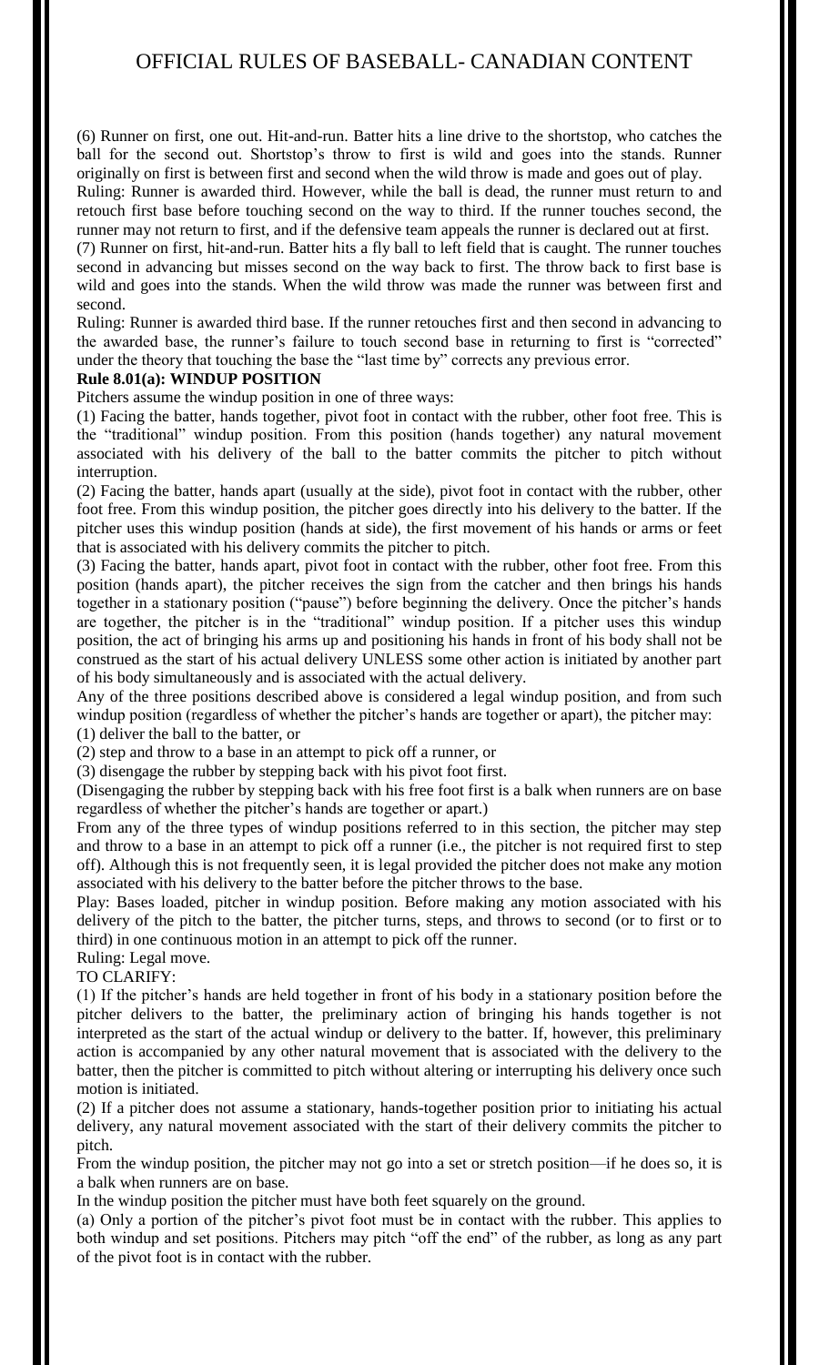(6) Runner on first, one out. Hit-and-run. Batter hits a line drive to the shortstop, who catches the ball for the second out. Shortstop's throw to first is wild and goes into the stands. Runner originally on first is between first and second when the wild throw is made and goes out of play.

Ruling: Runner is awarded third. However, while the ball is dead, the runner must return to and retouch first base before touching second on the way to third. If the runner touches second, the runner may not return to first, and if the defensive team appeals the runner is declared out at first.

(7) Runner on first, hit-and-run. Batter hits a fly ball to left field that is caught. The runner touches second in advancing but misses second on the way back to first. The throw back to first base is wild and goes into the stands. When the wild throw was made the runner was between first and second.

Ruling: Runner is awarded third base. If the runner retouches first and then second in advancing to the awarded base, the runner's failure to touch second base in returning to first is "corrected" under the theory that touching the base the "last time by" corrects any previous error.

**Rule 8.01(a): WINDUP POSITION**

Pitchers assume the windup position in one of three ways:

(1) Facing the batter, hands together, pivot foot in contact with the rubber, other foot free. This is the "traditional" windup position. From this position (hands together) any natural movement associated with his delivery of the ball to the batter commits the pitcher to pitch without interruption.

(2) Facing the batter, hands apart (usually at the side), pivot foot in contact with the rubber, other foot free. From this windup position, the pitcher goes directly into his delivery to the batter. If the pitcher uses this windup position (hands at side), the first movement of his hands or arms or feet that is associated with his delivery commits the pitcher to pitch.

(3) Facing the batter, hands apart, pivot foot in contact with the rubber, other foot free. From this position (hands apart), the pitcher receives the sign from the catcher and then brings his hands together in a stationary position ("pause") before beginning the delivery. Once the pitcher's hands are together, the pitcher is in the "traditional" windup position. If a pitcher uses this windup position, the act of bringing his arms up and positioning his hands in front of his body shall not be construed as the start of his actual delivery UNLESS some other action is initiated by another part of his body simultaneously and is associated with the actual delivery.

Any of the three positions described above is considered a legal windup position, and from such windup position (regardless of whether the pitcher's hands are together or apart), the pitcher may:

(1) deliver the ball to the batter, or

(2) step and throw to a base in an attempt to pick off a runner, or

(3) disengage the rubber by stepping back with his pivot foot first.

(Disengaging the rubber by stepping back with his free foot first is a balk when runners are on base regardless of whether the pitcher's hands are together or apart.)

From any of the three types of windup positions referred to in this section, the pitcher may step and throw to a base in an attempt to pick off a runner (i.e., the pitcher is not required first to step off). Although this is not frequently seen, it is legal provided the pitcher does not make any motion associated with his delivery to the batter before the pitcher throws to the base.

Play: Bases loaded, pitcher in windup position. Before making any motion associated with his delivery of the pitch to the batter, the pitcher turns, steps, and throws to second (or to first or to third) in one continuous motion in an attempt to pick off the runner.

Ruling: Legal move.

TO CLARIFY:

(1) If the pitcher's hands are held together in front of his body in a stationary position before the pitcher delivers to the batter, the preliminary action of bringing his hands together is not interpreted as the start of the actual windup or delivery to the batter. If, however, this preliminary action is accompanied by any other natural movement that is associated with the delivery to the batter, then the pitcher is committed to pitch without altering or interrupting his delivery once such motion is initiated.

(2) If a pitcher does not assume a stationary, hands-together position prior to initiating his actual delivery, any natural movement associated with the start of their delivery commits the pitcher to pitch.

From the windup position, the pitcher may not go into a set or stretch position—if he does so, it is a balk when runners are on base.

In the windup position the pitcher must have both feet squarely on the ground.

(a) Only a portion of the pitcher's pivot foot must be in contact with the rubber. This applies to both windup and set positions. Pitchers may pitch "off the end" of the rubber, as long as any part of the pivot foot is in contact with the rubber.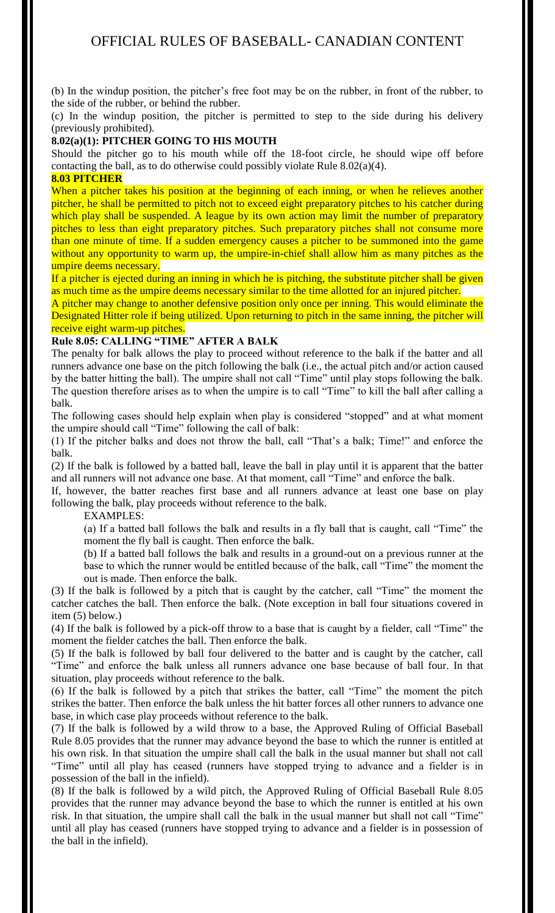(b) In the windup position, the pitcher's free foot may be on the rubber, in front of the rubber, to the side of the rubber, or behind the rubber.

(c) In the windup position, the pitcher is permitted to step to the side during his delivery (previously prohibited).

**8.02(a)(1): PITCHER GOING TO HIS MOUTH**

Should the pitcher go to his mouth while off the 18-foot circle, he should wipe off before contacting the ball, as to do otherwise could possibly violate Rule 8.02(a)(4).

**8.03 PITCHER**

When a pitcher takes his position at the beginning of each inning, or when he relieves another pitcher, he shall be permitted to pitch not to exceed eight preparatory pitches to his catcher during which play shall be suspended. A league by its own action may limit the number of preparatory pitches to less than eight preparatory pitches. Such preparatory pitches shall not consume more than one minute of time. If a sudden emergency causes a pitcher to be summoned into the game without any opportunity to warm up, the umpire-in-chief shall allow him as many pitches as the umpire deems necessary.

If a pitcher is ejected during an inning in which he is pitching, the substitute pitcher shall be given as much time as the umpire deems necessary similar to the time allotted for an injured pitcher.

A pitcher may change to another defensive position only once per inning. This would eliminate the Designated Hitter role if being utilized. Upon returning to pitch in the same inning, the pitcher will receive eight warm-up pitches.

**Rule 8.05: CALLING "TIME" AFTER A BALK**

The penalty for balk allows the play to proceed without reference to the balk if the batter and all runners advance one base on the pitch following the balk (i.e., the actual pitch and/or action caused by the batter hitting the ball). The umpire shall not call "Time" until play stops following the balk. The question therefore arises as to when the umpire is to call "Time" to kill the ball after calling a balk.

The following cases should help explain when play is considered "stopped" and at what moment the umpire should call "Time" following the call of balk:

(1) If the pitcher balks and does not throw the ball, call "That's a balk; Time!" and enforce the balk.

(2) If the balk is followed by a batted ball, leave the ball in play until it is apparent that the batter and all runners will not advance one base. At that moment, call "Time" and enforce the balk.

If, however, the batter reaches first base and all runners advance at least one base on play following the balk, play proceeds without reference to the balk.

EXAMPLES:

(a) If a batted ball follows the balk and results in a fly ball that is caught, call "Time" the moment the fly ball is caught. Then enforce the balk.

(b) If a batted ball follows the balk and results in a ground-out on a previous runner at the base to which the runner would be entitled because of the balk, call "Time" the moment the out is made. Then enforce the balk.

(3) If the balk is followed by a pitch that is caught by the catcher, call "Time" the moment the catcher catches the ball. Then enforce the balk. (Note exception in ball four situations covered in item (5) below.)

(4) If the balk is followed by a pick-off throw to a base that is caught by a fielder, call "Time" the moment the fielder catches the ball. Then enforce the balk.

(5) If the balk is followed by ball four delivered to the batter and is caught by the catcher, call "Time" and enforce the balk unless all runners advance one base because of ball four. In that situation, play proceeds without reference to the balk.

(6) If the balk is followed by a pitch that strikes the batter, call "Time" the moment the pitch strikes the batter. Then enforce the balk unless the hit batter forces all other runners to advance one base, in which case play proceeds without reference to the balk.

(7) If the balk is followed by a wild throw to a base, the Approved Ruling of Official Baseball Rule 8.05 provides that the runner may advance beyond the base to which the runner is entitled at his own risk. In that situation the umpire shall call the balk in the usual manner but shall not call "Time" until all play has ceased (runners have stopped trying to advance and a fielder is in possession of the ball in the infield).

(8) If the balk is followed by a wild pitch, the Approved Ruling of Official Baseball Rule 8.05 provides that the runner may advance beyond the base to which the runner is entitled at his own risk. In that situation, the umpire shall call the balk in the usual manner but shall not call "Time" until all play has ceased (runners have stopped trying to advance and a fielder is in possession of the ball in the infield).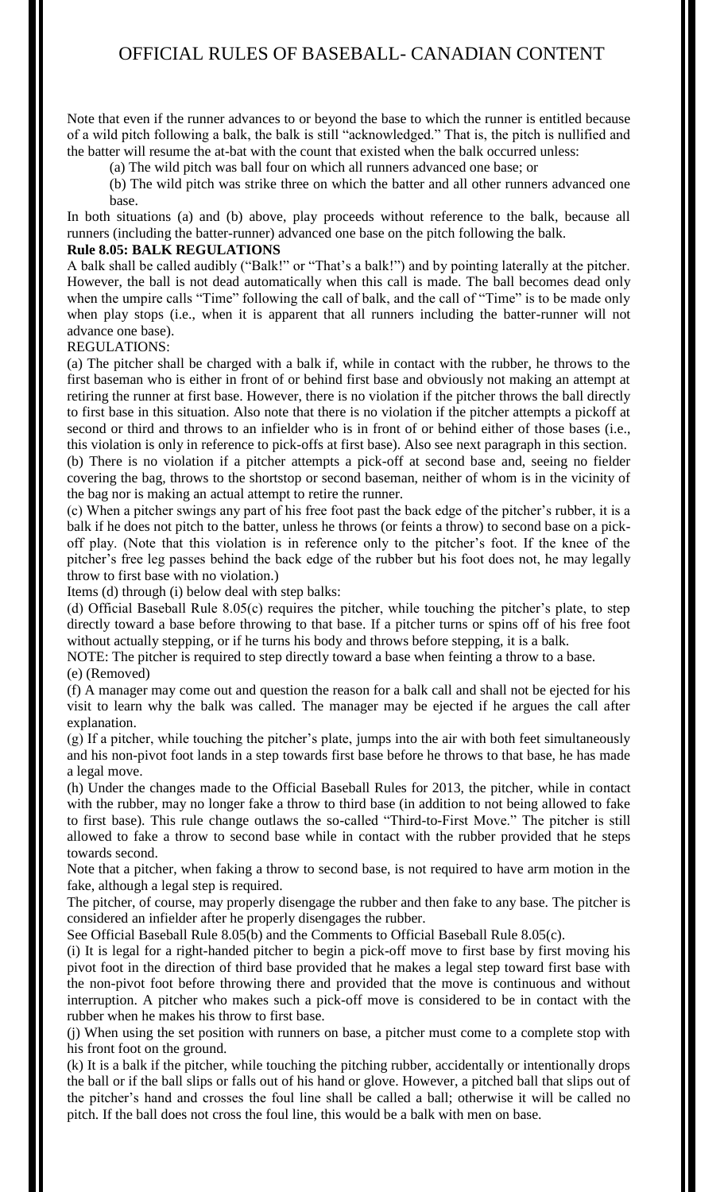Note that even if the runner advances to or beyond the base to which the runner is entitled because of a wild pitch following a balk, the balk is still "acknowledged." That is, the pitch is nullified and the batter will resume the at-bat with the count that existed when the balk occurred unless:

(a) The wild pitch was ball four on which all runners advanced one base; or

(b) The wild pitch was strike three on which the batter and all other runners advanced one base.

In both situations (a) and (b) above, play proceeds without reference to the balk, because all runners (including the batter-runner) advanced one base on the pitch following the balk.

**Rule 8.05: BALK REGULATIONS**

A balk shall be called audibly ("Balk!" or "That's a balk!") and by pointing laterally at the pitcher. However, the ball is not dead automatically when this call is made. The ball becomes dead only when the umpire calls "Time" following the call of balk, and the call of "Time" is to be made only when play stops (i.e., when it is apparent that all runners including the batter-runner will not advance one base).

REGULATIONS:

(a) The pitcher shall be charged with a balk if, while in contact with the rubber, he throws to the first baseman who is either in front of or behind first base and obviously not making an attempt at retiring the runner at first base. However, there is no violation if the pitcher throws the ball directly to first base in this situation. Also note that there is no violation if the pitcher attempts a pickoff at second or third and throws to an infielder who is in front of or behind either of those bases (i.e., this violation is only in reference to pick-offs at first base). Also see next paragraph in this section.

(b) There is no violation if a pitcher attempts a pick-off at second base and, seeing no fielder covering the bag, throws to the shortstop or second baseman, neither of whom is in the vicinity of the bag nor is making an actual attempt to retire the runner.

(c) When a pitcher swings any part of his free foot past the back edge of the pitcher's rubber, it is a balk if he does not pitch to the batter, unless he throws (or feints a throw) to second base on a pick-off play. (Note that this violation is in reference only to the pitcher's foot. If the knee of the pitcher's free leg passes behind the back edge of the rubber but his foot does not, he may legally throw to first base with no violation.)

Items (d) through (i) below deal with step balks:

(d) Official Baseball Rule 8.05(c) requires the pitcher, while touching the pitcher's plate, to step directly toward a base before throwing to that base. If a pitcher turns or spins off of his free foot without actually stepping, or if he turns his body and throws before stepping, it is a balk.

NOTE: The pitcher is required to step directly toward a base when feinting a throw to a base.

(e) (Removed)

(f) A manager may come out and question the reason for a balk call and shall not be ejected for his visit to learn why the balk was called. The manager may be ejected if he argues the call after explanation.

(g) If a pitcher, while touching the pitcher's plate, jumps into the air with both feet simultaneously and his non-pivot foot lands in a step towards first base before he throws to that base, he has made a legal move.

(h) Under the changes made to the Official Baseball Rules for 2013, the pitcher, while in contact with the rubber, may no longer fake a throw to third base (in addition to not being allowed to fake to first base). This rule change outlaws the so-called "Third-to-First Move." The pitcher is still allowed to fake a throw to second base while in contact with the rubber provided that he steps towards second.

Note that a pitcher, when faking a throw to second base, is not required to have arm motion in the fake, although a legal step is required.

The pitcher, of course, may properly disengage the rubber and then fake to any base. The pitcher is considered an infielder after he properly disengages the rubber.

See Official Baseball Rule 8.05(b) and the Comments to Official Baseball Rule 8.05(c).

(i) It is legal for a right-handed pitcher to begin a pick-off move to first base by first moving his pivot foot in the direction of third base provided that he makes a legal step toward first base with the non-pivot foot before throwing there and provided that the move is continuous and without interruption. A pitcher who makes such a pick-off move is considered to be in contact with the rubber when he makes his throw to first base.

(j) When using the set position with runners on base, a pitcher must come to a complete stop with his front foot on the ground.

(k) It is a balk if the pitcher, while touching the pitching rubber, accidentally or intentionally drops the ball or if the ball slips or falls out of his hand or glove. However, a pitched ball that slips out of the pitcher's hand and crosses the foul line shall be called a ball; otherwise it will be called no pitch. If the ball does not cross the foul line, this would be a balk with men on base.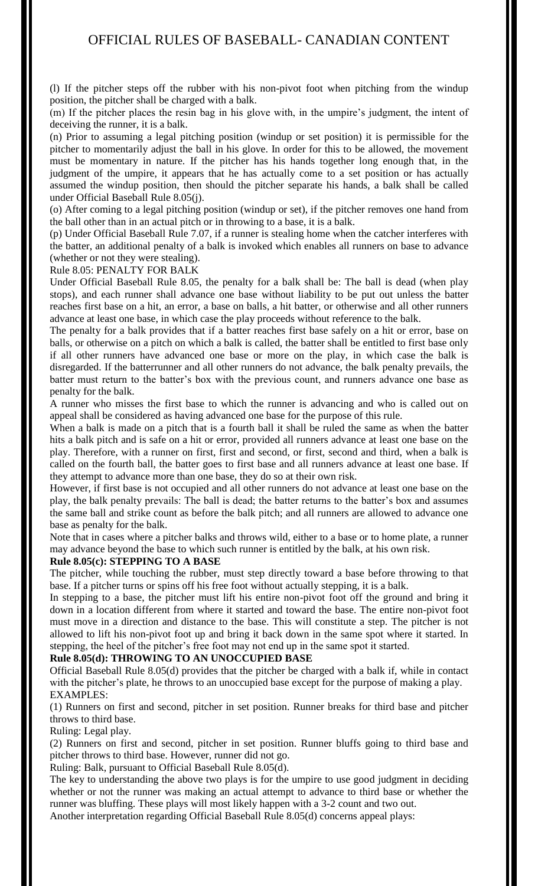(l) If the pitcher steps off the rubber with his non-pivot foot when pitching from the windup position, the pitcher shall be charged with a balk.

(m) If the pitcher places the resin bag in his glove with, in the umpire's judgment, the intent of deceiving the runner, it is a balk.

(n) Prior to assuming a legal pitching position (windup or set position) it is permissible for the pitcher to momentarily adjust the ball in his glove. In order for this to be allowed, the movement must be momentary in nature. If the pitcher has his hands together long enough that, in the judgment of the umpire, it appears that he has actually come to a set position or has actually assumed the windup position, then should the pitcher separate his hands, a balk shall be called under Official Baseball Rule 8.05(j).

(o) After coming to a legal pitching position (windup or set), if the pitcher removes one hand from the ball other than in an actual pitch or in throwing to a base, it is a balk.

(p) Under Official Baseball Rule 7.07, if a runner is stealing home when the catcher interferes with the batter, an additional penalty of a balk is invoked which enables all runners on base to advance (whether or not they were stealing).

Rule 8.05: PENALTY FOR BALK

Under Official Baseball Rule 8.05, the penalty for a balk shall be: The ball is dead (when play stops), and each runner shall advance one base without liability to be put out unless the batter reaches first base on a hit, an error, a base on balls, a hit batter, or otherwise and all other runners advance at least one base, in which case the play proceeds without reference to the balk.

The penalty for a balk provides that if a batter reaches first base safely on a hit or error, base on balls, or otherwise on a pitch on which a balk is called, the batter shall be entitled to first base only if all other runners have advanced one base or more on the play, in which case the balk is disregarded. If the batterrunner and all other runners do not advance, the balk penalty prevails, the batter must return to the batter's box with the previous count, and runners advance one base as penalty for the balk.

A runner who misses the first base to which the runner is advancing and who is called out on appeal shall be considered as having advanced one base for the purpose of this rule.

When a balk is made on a pitch that is a fourth ball it shall be ruled the same as when the batter hits a balk pitch and is safe on a hit or error, provided all runners advance at least one base on the play. Therefore, with a runner on first, first and second, or first, second and third, when a balk is called on the fourth ball, the batter goes to first base and all runners advance at least one base. If they attempt to advance more than one base, they do so at their own risk.

However, if first base is not occupied and all other runners do not advance at least one base on the play, the balk penalty prevails: The ball is dead; the batter returns to the batter's box and assumes the same ball and strike count as before the balk pitch; and all runners are allowed to advance one base as penalty for the balk.

Note that in cases where a pitcher balks and throws wild, either to a base or to home plate, a runner may advance beyond the base to which such runner is entitled by the balk, at his own risk.

**Rule 8.05(c): STEPPING TO A BASE**

The pitcher, while touching the rubber, must step directly toward a base before throwing to that base. If a pitcher turns or spins off his free foot without actually stepping, it is a balk.

In stepping to a base, the pitcher must lift his entire non-pivot foot off the ground and bring it down in a location different from where it started and toward the base. The entire non-pivot foot must move in a direction and distance to the base. This will constitute a step. The pitcher is not allowed to lift his non-pivot foot up and bring it back down in the same spot where it started. In stepping, the heel of the pitcher's free foot may not end up in the same spot it started.

**Rule 8.05(d): THROWING TO AN UNOCCUPIED BASE**

Official Baseball Rule 8.05(d) provides that the pitcher be charged with a balk if, while in contact with the pitcher's plate, he throws to an unoccupied base except for the purpose of making a play.

EXAMPLES:

(1) Runners on first and second, pitcher in set position. Runner breaks for third base and pitcher throws to third base.

Ruling: Legal play.

(2) Runners on first and second, pitcher in set position. Runner bluffs going to third base and pitcher throws to third base. However, runner did not go.

Ruling: Balk, pursuant to Official Baseball Rule 8.05(d).

The key to understanding the above two plays is for the umpire to use good judgment in deciding whether or not the runner was making an actual attempt to advance to third base or whether the runner was bluffing. These plays will most likely happen with a 3-2 count and two out.

Another interpretation regarding Official Baseball Rule 8.05(d) concerns appeal plays: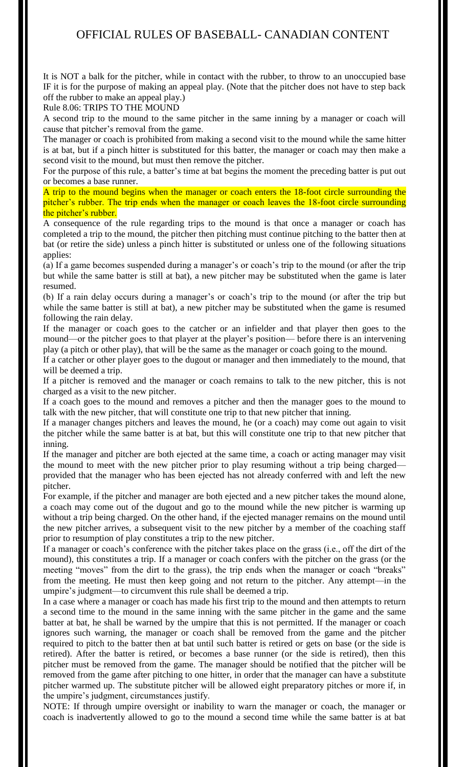It is NOT a balk for the pitcher, while in contact with the rubber, to throw to an unoccupied base IF it is for the purpose of making an appeal play. (Note that the pitcher does not have to step back off the rubber to make an appeal play.)

## Rule 8.06: TRIPS TO THE MOUND

A second trip to the mound to the same pitcher in the same inning by a manager or coach will cause that pitcher's removal from the game.

The manager or coach is prohibited from making a second visit to the mound while the same hitter is at bat, but if a pinch hitter is substituted for this batter, the manager or coach may then make a second visit to the mound, but must then remove the pitcher.

For the purpose of this rule, a batter's time at bat begins the moment the preceding batter is put out or becomes a base runner.

A trip to the mound begins when the manager or coach enters the 18-foot circle surrounding the pitcher's rubber. The trip ends when the manager or coach leaves the 18-foot circle surrounding the pitcher's rubber.

A consequence of the rule regarding trips to the mound is that once a manager or coach has completed a trip to the mound, the pitcher then pitching must continue pitching to the batter then at bat (or retire the side) unless a pinch hitter is substituted or unless one of the following situations applies:

(a) If a game becomes suspended during a manager's or coach's trip to the mound (or after the trip but while the same batter is still at bat), a new pitcher may be substituted when the game is later resumed.

(b) If a rain delay occurs during a manager's or coach's trip to the mound (or after the trip but while the same batter is still at bat), a new pitcher may be substituted when the game is resumed following the rain delay.

If the manager or coach goes to the catcher or an infielder and that player then goes to the mound—or the pitcher goes to that player at the player's position— before there is an intervening play (a pitch or other play), that will be the same as the manager or coach going to the mound.

If a catcher or other player goes to the dugout or manager and then immediately to the mound, that will be deemed a trip.

If a pitcher is removed and the manager or coach remains to talk to the new pitcher, this is not charged as a visit to the new pitcher.

If a coach goes to the mound and removes a pitcher and then the manager goes to the mound to talk with the new pitcher, that will constitute one trip to that new pitcher that inning.

If a manager changes pitchers and leaves the mound, he (or a coach) may come out again to visit the pitcher while the same batter is at bat, but this will constitute one trip to that new pitcher that inning.

If the manager and pitcher are both ejected at the same time, a coach or acting manager may visit the mound to meet with the new pitcher prior to play resuming without a trip being charged— provided that the manager who has been ejected has not already conferred with and left the new pitcher.

For example, if the pitcher and manager are both ejected and a new pitcher takes the mound alone, a coach may come out of the dugout and go to the mound while the new pitcher is warming up without a trip being charged. On the other hand, if the ejected manager remains on the mound until the new pitcher arrives, a subsequent visit to the new pitcher by a member of the coaching staff prior to resumption of play constitutes a trip to the new pitcher.

If a manager or coach's conference with the pitcher takes place on the grass (i.e., off the dirt of the mound), this constitutes a trip. If a manager or coach confers with the pitcher on the grass (or the meeting "moves" from the dirt to the grass), the trip ends when the manager or coach "breaks" from the meeting. He must then keep going and not return to the pitcher. Any attempt—in the umpire's judgment—to circumvent this rule shall be deemed a trip.

In a case where a manager or coach has made his first trip to the mound and then attempts to return a second time to the mound in the same inning with the same pitcher in the game and the same batter at bat, he shall be warned by the umpire that this is not permitted. If the manager or coach ignores such warning, the manager or coach shall be removed from the game and the pitcher required to pitch to the batter then at bat until such batter is retired or gets on base (or the side is retired). After the batter is retired, or becomes a base runner (or the side is retired), then this pitcher must be removed from the game. The manager should be notified that the pitcher will be removed from the game after pitching to one hitter, in order that the manager can have a substitute pitcher warmed up. The substitute pitcher will be allowed eight preparatory pitches or more if, in the umpire's judgment, circumstances justify.

NOTE: If through umpire oversight or inability to warn the manager or coach, the manager or coach is inadvertently allowed to go to the mound a second time while the same batter is at bat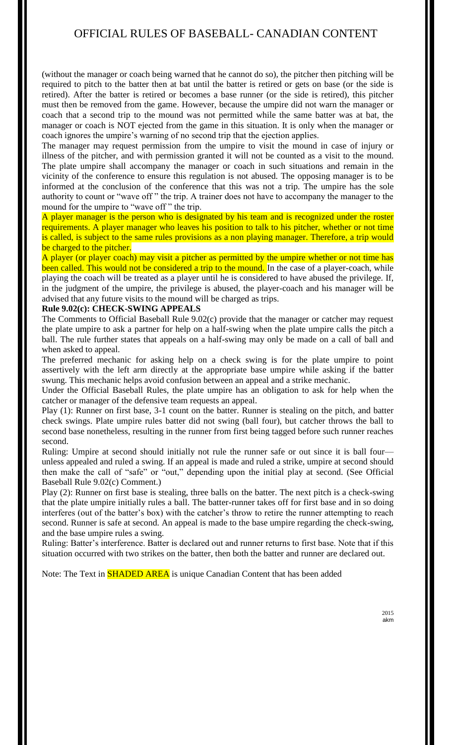(without the manager or coach being warned that he cannot do so), the pitcher then pitching will be required to pitch to the batter then at bat until the batter is retired or gets on base (or the side is retired). After the batter is retired or becomes a base runner (or the side is retired), this pitcher must then be removed from the game. However, because the umpire did not warn the manager or coach that a second trip to the mound was not permitted while the same batter was at bat, the manager or coach is NOT ejected from the game in this situation. It is only when the manager or coach ignores the umpire's warning of no second trip that the ejection applies.

The manager may request permission from the umpire to visit the mound in case of injury or illness of the pitcher, and with permission granted it will not be counted as a visit to the mound. The plate umpire shall accompany the manager or coach in such situations and remain in the vicinity of the conference to ensure this regulation is not abused. The opposing manager is to be informed at the conclusion of the conference that this was not a trip. The umpire has the sole authority to count or "wave off " the trip. A trainer does not have to accompany the manager to the mound for the umpire to "wave off " the trip.

A player manager is the person who is designated by his team and is recognized under the roster requirements. A player manager who leaves his position to talk to his pitcher, whether or not time is called, is subject to the same rules provisions as a non playing manager. Therefore, a trip would be charged to the pitcher.

A player (or player coach) may visit a pitcher as permitted by the umpire whether or not time has been called. This would not be considered a trip to the mound. In the case of a player-coach, while playing the coach will be treated as a player until he is considered to have abused the privilege. If, in the judgment of the umpire, the privilege is abused, the player-coach and his manager will be advised that any future visits to the mound will be charged as trips.

**Rule 9.02(c): CHECK-SWING APPEALS**

The Comments to Official Baseball Rule 9.02(c) provide that the manager or catcher may request the plate umpire to ask a partner for help on a half-swing when the plate umpire calls the pitch a ball. The rule further states that appeals on a half-swing may only be made on a call of ball and when asked to appeal.

The preferred mechanic for asking help on a check swing is for the plate umpire to point assertively with the left arm directly at the appropriate base umpire while asking if the batter swung. This mechanic helps avoid confusion between an appeal and a strike mechanic.

Under the Official Baseball Rules, the plate umpire has an obligation to ask for help when the catcher or manager of the defensive team requests an appeal.

Play (1): Runner on first base, 3-1 count on the batter. Runner is stealing on the pitch, and batter check swings. Plate umpire rules batter did not swing (ball four), but catcher throws the ball to second base nonetheless, resulting in the runner from first being tagged before such runner reaches second.

Ruling: Umpire at second should initially not rule the runner safe or out since it is ball four—unless appealed and ruled a swing. If an appeal is made and ruled a strike, umpire at second should then make the call of "safe" or "out," depending upon the initial play at second. (See Official Baseball Rule 9.02(c) Comment.)

Play (2): Runner on first base is stealing, three balls on the batter. The next pitch is a check-swing that the plate umpire initially rules a ball. The batter-runner takes off for first base and in so doing interferes (out of the batter's box) with the catcher's throw to retire the runner attempting to reach second. Runner is safe at second. An appeal is made to the base umpire regarding the check-swing, and the base umpire rules a swing.

Ruling: Batter's interference. Batter is declared out and runner returns to first base. Note that if this situation occurred with two strikes on the batter, then both the batter and runner are declared out.

Note: The Text in SHADED AREA is unique Canadian Content that has been added